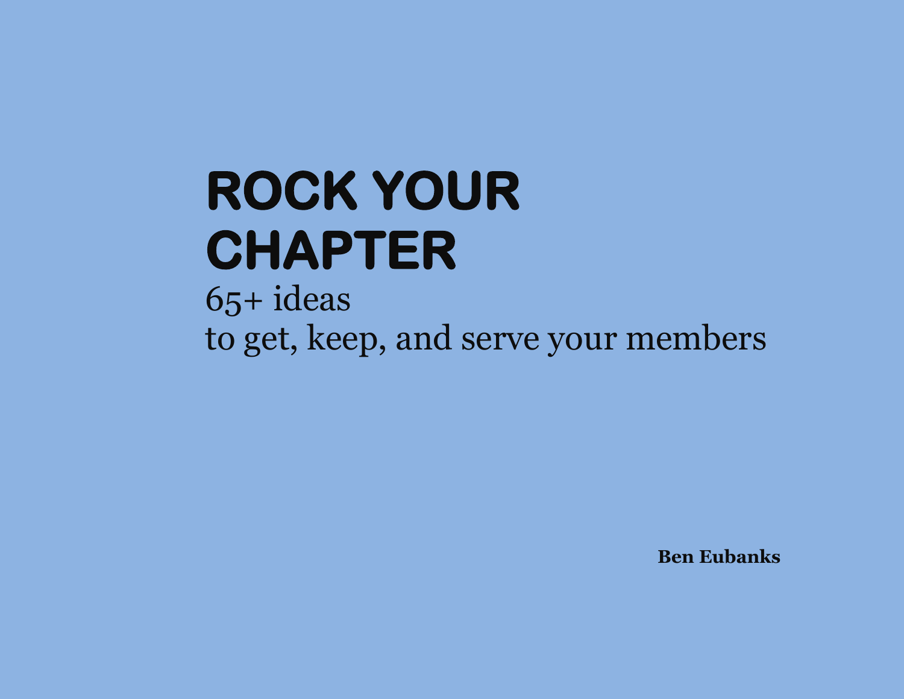# ROCK YOUR CHAPTER

65+ ideas
to get, keep, and serve your members

**Ben Eubanks**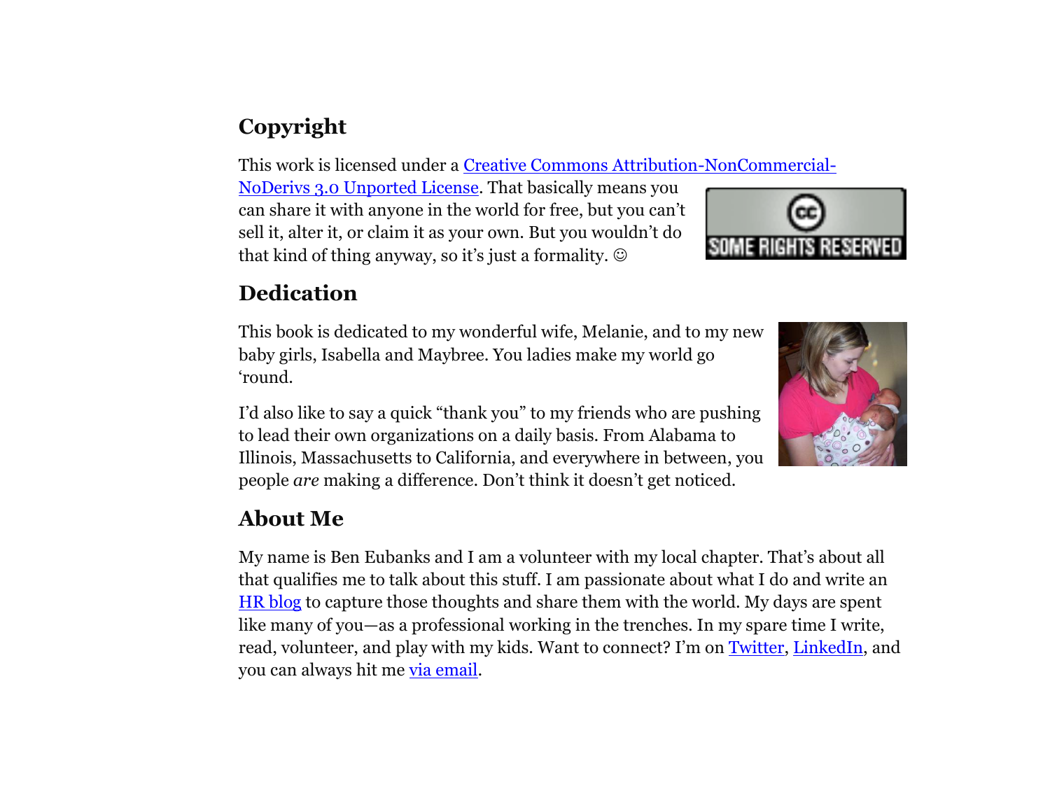## Copyright

This work is licensed under a [Creative Commons Attribution-NonCommercial-NoDerivs 3.0 Unported License](). That basically means you can share it with anyone in the world for free, but you can't sell it, alter it, or claim it as your own. But you wouldn't do that kind of thing anyway, so it's just a formality. ☺

## Dedication

This book is dedicated to my wonderful wife, Melanie, and to my new baby girls, Isabella and Maybree. You ladies make my world go 'round.

I'd also like to say a quick "thank you" to my friends who are pushing to lead their own organizations on a daily basis. From Alabama to Illinois, Massachusetts to California, and everywhere in between, you people *are* making a difference. Don't think it doesn't get noticed.

## About Me

My name is Ben Eubanks and I am a volunteer with my local chapter. That's about all that qualifies me to talk about this stuff. I am passionate about what I do and write an HR blog to capture those thoughts and share them with the world. My days are spent like many of you—as a professional working in the trenches. In my spare time I write, read, volunteer, and play with my kids. Want to connect? I'm on Twitter, LinkedIn, and you can always hit me via email.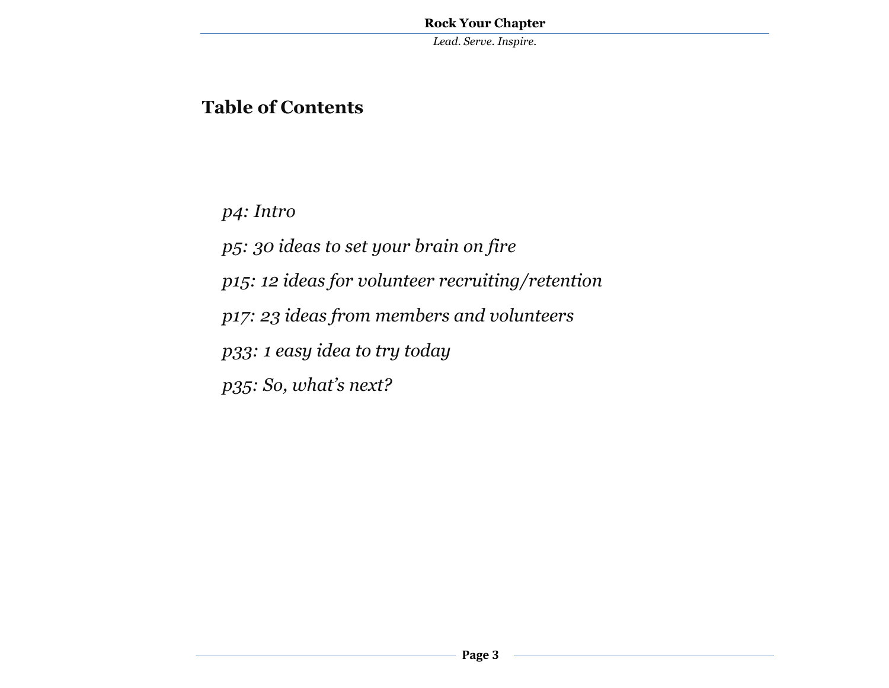## Table of Contents

*p4: Intro*

*p5: 30 ideas to set your brain on fire*

*p15: 12 ideas for volunteer recruiting/retention*

*p17: 23 ideas from members and volunteers*

*p33: 1 easy idea to try today*

*p35: So, what's next?*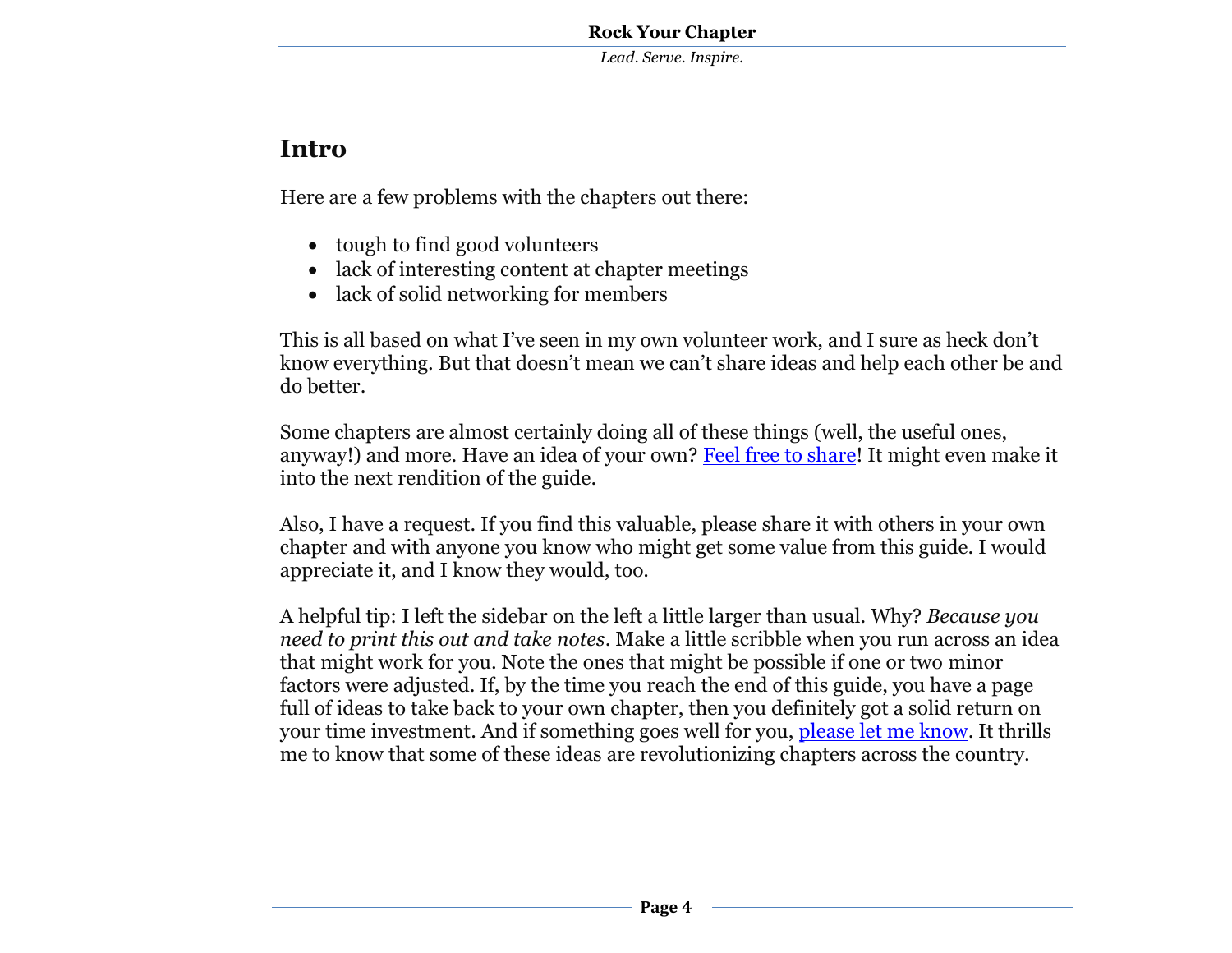## Intro

Here are a few problems with the chapters out there:

- tough to find good volunteers
- lack of interesting content at chapter meetings
- lack of solid networking for members

This is all based on what I've seen in my own volunteer work, and I sure as heck don't know everything. But that doesn't mean we can't share ideas and help each other be and do better.

Some chapters are almost certainly doing all of these things (well, the useful ones, anyway!) and more. Have an idea of your own? Feel free to share! It might even make it into the next rendition of the guide.

Also, I have a request. If you find this valuable, please share it with others in your own chapter and with anyone you know who might get some value from this guide. I would appreciate it, and I know they would, too.

A helpful tip: I left the sidebar on the left a little larger than usual. Why? *Because you need to print this out and take notes*. Make a little scribble when you run across an idea that might work for you. Note the ones that might be possible if one or two minor factors were adjusted. If, by the time you reach the end of this guide, you have a page full of ideas to take back to your own chapter, then you definitely got a solid return on your time investment. And if something goes well for you, please let me know. It thrills me to know that some of these ideas are revolutionizing chapters across the country.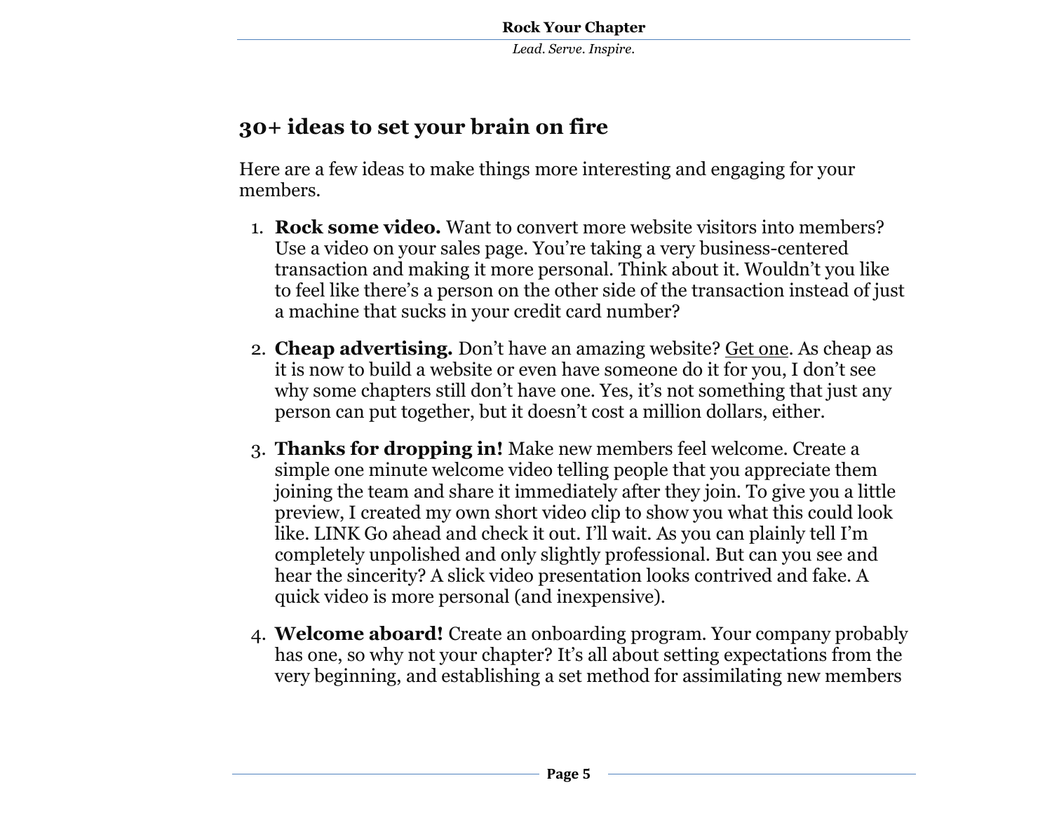## 30+ ideas to set your brain on fire

Here are a few ideas to make things more interesting and engaging for your members.

1. **Rock some video.** Want to convert more website visitors into members? Use a video on your sales page. You're taking a very business-centered transaction and making it more personal. Think about it. Wouldn't you like to feel like there's a person on the other side of the transaction instead of just a machine that sucks in your credit card number?

2. **Cheap advertising.** Don't have an amazing website? Get one. As cheap as it is now to build a website or even have someone do it for you, I don't see why some chapters still don't have one. Yes, it's not something that just any person can put together, but it doesn't cost a million dollars, either.

3. **Thanks for dropping in!** Make new members feel welcome. Create a simple one minute welcome video telling people that you appreciate them joining the team and share it immediately after they join. To give you a little preview, I created my own short video clip to show you what this could look like. LINK Go ahead and check it out. I'll wait. As you can plainly tell I'm completely unpolished and only slightly professional. But can you see and hear the sincerity? A slick video presentation looks contrived and fake. A quick video is more personal (and inexpensive).

4. **Welcome aboard!** Create an onboarding program. Your company probably has one, so why not your chapter? It's all about setting expectations from the very beginning, and establishing a set method for assimilating new members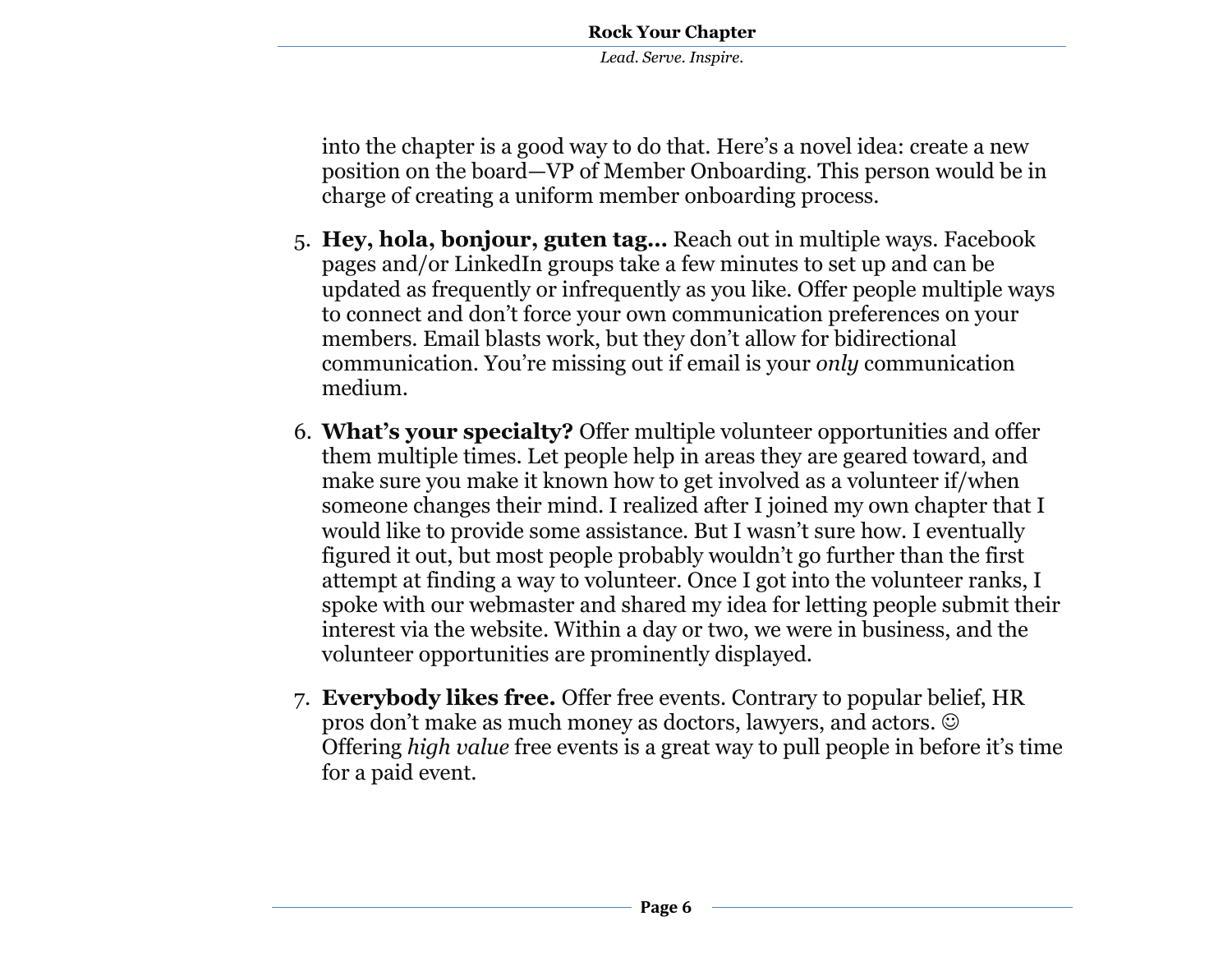into the chapter is a good way to do that. Here's a novel idea: create a new position on the board—VP of Member Onboarding. This person would be in charge of creating a uniform member onboarding process.

5. **Hey, hola, bonjour, guten tag…** Reach out in multiple ways. Facebook pages and/or LinkedIn groups take a few minutes to set up and can be updated as frequently or infrequently as you like. Offer people multiple ways to connect and don't force your own communication preferences on your members. Email blasts work, but they don't allow for bidirectional communication. You're missing out if email is your *only* communication medium.

6. **What's your specialty?** Offer multiple volunteer opportunities and offer them multiple times. Let people help in areas they are geared toward, and make sure you make it known how to get involved as a volunteer if/when someone changes their mind. I realized after I joined my own chapter that I would like to provide some assistance. But I wasn't sure how. I eventually figured it out, but most people probably wouldn't go further than the first attempt at finding a way to volunteer. Once I got into the volunteer ranks, I spoke with our webmaster and shared my idea for letting people submit their interest via the website. Within a day or two, we were in business, and the volunteer opportunities are prominently displayed.

7. **Everybody likes free.** Offer free events. Contrary to popular belief, HR pros don't make as much money as doctors, lawyers, and actors. ☺ Offering *high value* free events is a great way to pull people in before it's time for a paid event.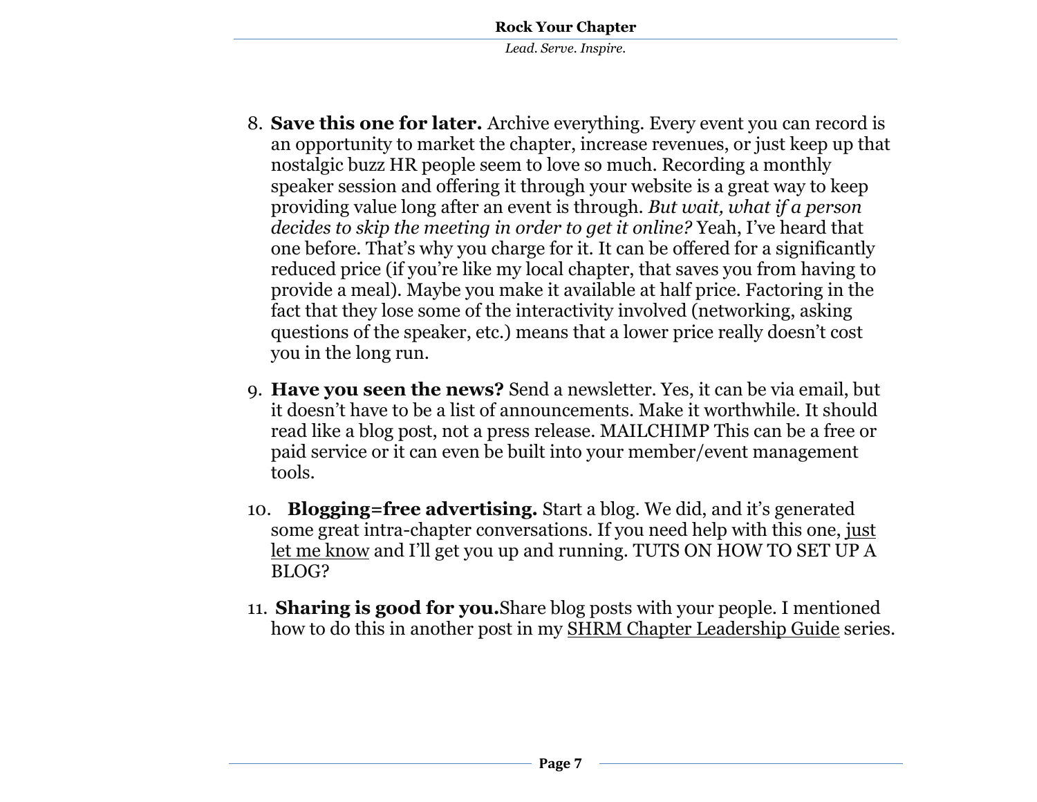8. **Save this one for later.** Archive everything. Every event you can record is an opportunity to market the chapter, increase revenues, or just keep up that nostalgic buzz HR people seem to love so much. Recording a monthly speaker session and offering it through your website is a great way to keep providing value long after an event is through. *But wait, what if a person decides to skip the meeting in order to get it online?* Yeah, I've heard that one before. That's why you charge for it. It can be offered for a significantly reduced price (if you're like my local chapter, that saves you from having to provide a meal). Maybe you make it available at half price. Factoring in the fact that they lose some of the interactivity involved (networking, asking questions of the speaker, etc.) means that a lower price really doesn't cost you in the long run.

9. **Have you seen the news?** Send a newsletter. Yes, it can be via email, but it doesn't have to be a list of announcements. Make it worthwhile. It should read like a blog post, not a press release. MAILCHIMP This can be a free or paid service or it can even be built into your member/event management tools.

10. **Blogging=free advertising.** Start a blog. We did, and it's generated some great intra-chapter conversations. If you need help with this one, just let me know and I'll get you up and running. TUTS ON HOW TO SET UP A BLOG?

11. **Sharing is good for you.**Share blog posts with your people. I mentioned how to do this in another post in my SHRM Chapter Leadership Guide series.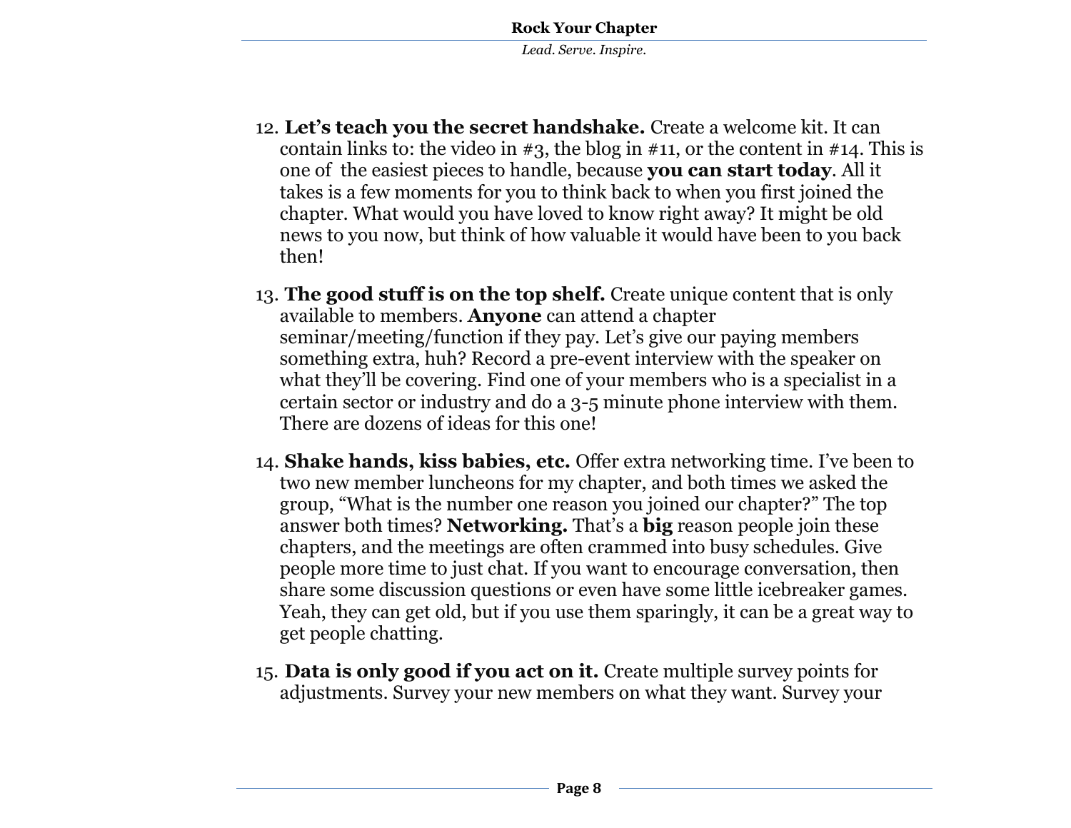12. **Let's teach you the secret handshake.** Create a welcome kit. It can contain links to: the video in #3, the blog in #11, or the content in #14. This is one of the easiest pieces to handle, because **you can start today**. All it takes is a few moments for you to think back to when you first joined the chapter. What would you have loved to know right away? It might be old news to you now, but think of how valuable it would have been to you back then!

13. **The good stuff is on the top shelf.** Create unique content that is only available to members. **Anyone** can attend a chapter seminar/meeting/function if they pay. Let's give our paying members something extra, huh? Record a pre-event interview with the speaker on what they'll be covering. Find one of your members who is a specialist in a certain sector or industry and do a 3-5 minute phone interview with them. There are dozens of ideas for this one!

14. **Shake hands, kiss babies, etc.** Offer extra networking time. I've been to two new member luncheons for my chapter, and both times we asked the group, "What is the number one reason you joined our chapter?" The top answer both times? **Networking.** That's a **big** reason people join these chapters, and the meetings are often crammed into busy schedules. Give people more time to just chat. If you want to encourage conversation, then share some discussion questions or even have some little icebreaker games. Yeah, they can get old, but if you use them sparingly, it can be a great way to get people chatting.

15. **Data is only good if you act on it.** Create multiple survey points for adjustments. Survey your new members on what they want. Survey your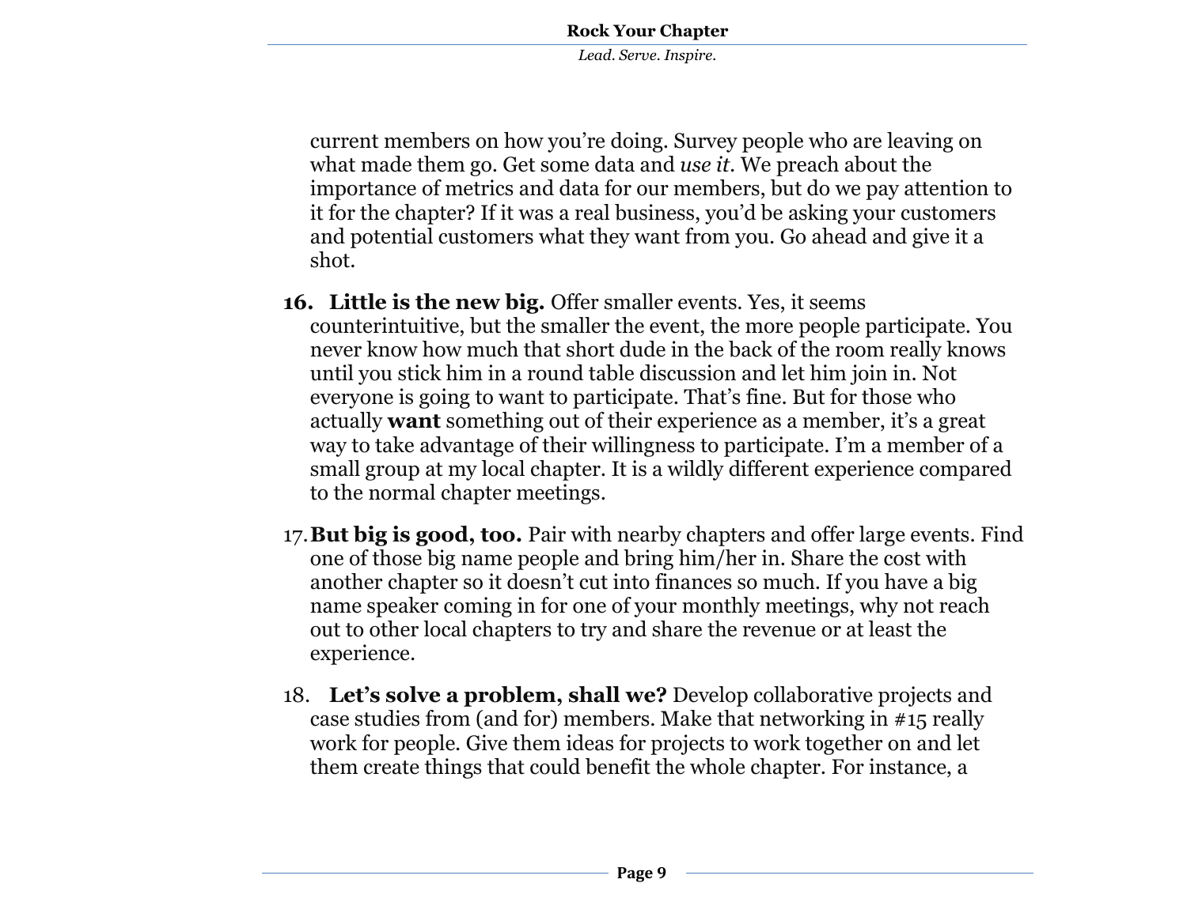current members on how you're doing. Survey people who are leaving on what made them go. Get some data and *use it*. We preach about the importance of metrics and data for our members, but do we pay attention to it for the chapter? If it was a real business, you'd be asking your customers and potential customers what they want from you. Go ahead and give it a shot.

16. **Little is the new big.** Offer smaller events. Yes, it seems counterintuitive, but the smaller the event, the more people participate. You never know how much that short dude in the back of the room really knows until you stick him in a round table discussion and let him join in. Not everyone is going to want to participate. That's fine. But for those who actually **want** something out of their experience as a member, it's a great way to take advantage of their willingness to participate. I'm a member of a small group at my local chapter. It is a wildly different experience compared to the normal chapter meetings.

17. **But big is good, too.** Pair with nearby chapters and offer large events. Find one of those big name people and bring him/her in. Share the cost with another chapter so it doesn't cut into finances so much. If you have a big name speaker coming in for one of your monthly meetings, why not reach out to other local chapters to try and share the revenue or at least the experience.

18. **Let's solve a problem, shall we?** Develop collaborative projects and case studies from (and for) members. Make that networking in #15 really work for people. Give them ideas for projects to work together on and let them create things that could benefit the whole chapter. For instance, a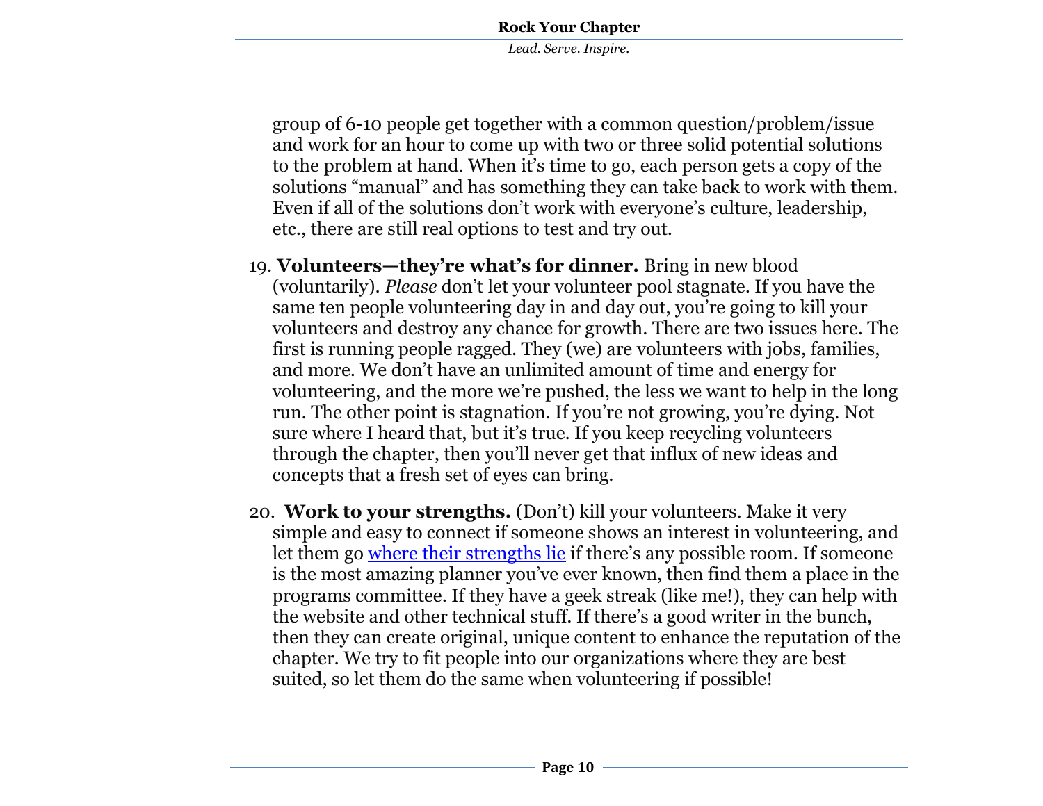group of 6-10 people get together with a common question/problem/issue and work for an hour to come up with two or three solid potential solutions to the problem at hand. When it's time to go, each person gets a copy of the solutions "manual" and has something they can take back to work with them. Even if all of the solutions don't work with everyone's culture, leadership, etc., there are still real options to test and try out.

19. **Volunteers—they're what's for dinner.** Bring in new blood (voluntarily). *Please* don't let your volunteer pool stagnate. If you have the same ten people volunteering day in and day out, you're going to kill your volunteers and destroy any chance for growth. There are two issues here. The first is running people ragged. They (we) are volunteers with jobs, families, and more. We don't have an unlimited amount of time and energy for volunteering, and the more we're pushed, the less we want to help in the long run. The other point is stagnation. If you're not growing, you're dying. Not sure where I heard that, but it's true. If you keep recycling volunteers through the chapter, then you'll never get that influx of new ideas and concepts that a fresh set of eyes can bring.

20. **Work to your strengths.** (Don't) kill your volunteers. Make it very simple and easy to connect if someone shows an interest in volunteering, and let them go where their strengths lie if there's any possible room. If someone is the most amazing planner you've ever known, then find them a place in the programs committee. If they have a geek streak (like me!), they can help with the website and other technical stuff. If there's a good writer in the bunch, then they can create original, unique content to enhance the reputation of the chapter. We try to fit people into our organizations where they are best suited, so let them do the same when volunteering if possible!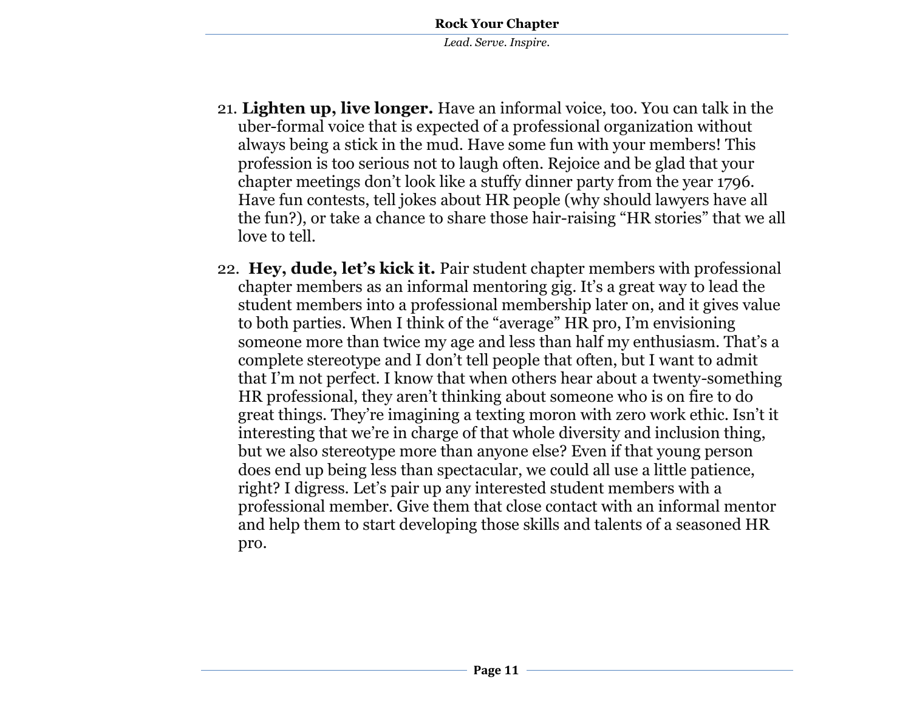21. **Lighten up, live longer.** Have an informal voice, too. You can talk in the uber-formal voice that is expected of a professional organization without always being a stick in the mud. Have some fun with your members! This profession is too serious not to laugh often. Rejoice and be glad that your chapter meetings don't look like a stuffy dinner party from the year 1796. Have fun contests, tell jokes about HR people (why should lawyers have all the fun?), or take a chance to share those hair-raising "HR stories" that we all love to tell.

22. **Hey, dude, let's kick it.** Pair student chapter members with professional chapter members as an informal mentoring gig. It's a great way to lead the student members into a professional membership later on, and it gives value to both parties. When I think of the "average" HR pro, I'm envisioning someone more than twice my age and less than half my enthusiasm. That's a complete stereotype and I don't tell people that often, but I want to admit that I'm not perfect. I know that when others hear about a twenty-something HR professional, they aren't thinking about someone who is on fire to do great things. They're imagining a texting moron with zero work ethic. Isn't it interesting that we're in charge of that whole diversity and inclusion thing, but we also stereotype more than anyone else? Even if that young person does end up being less than spectacular, we could all use a little patience, right? I digress. Let's pair up any interested student members with a professional member. Give them that close contact with an informal mentor and help them to start developing those skills and talents of a seasoned HR pro.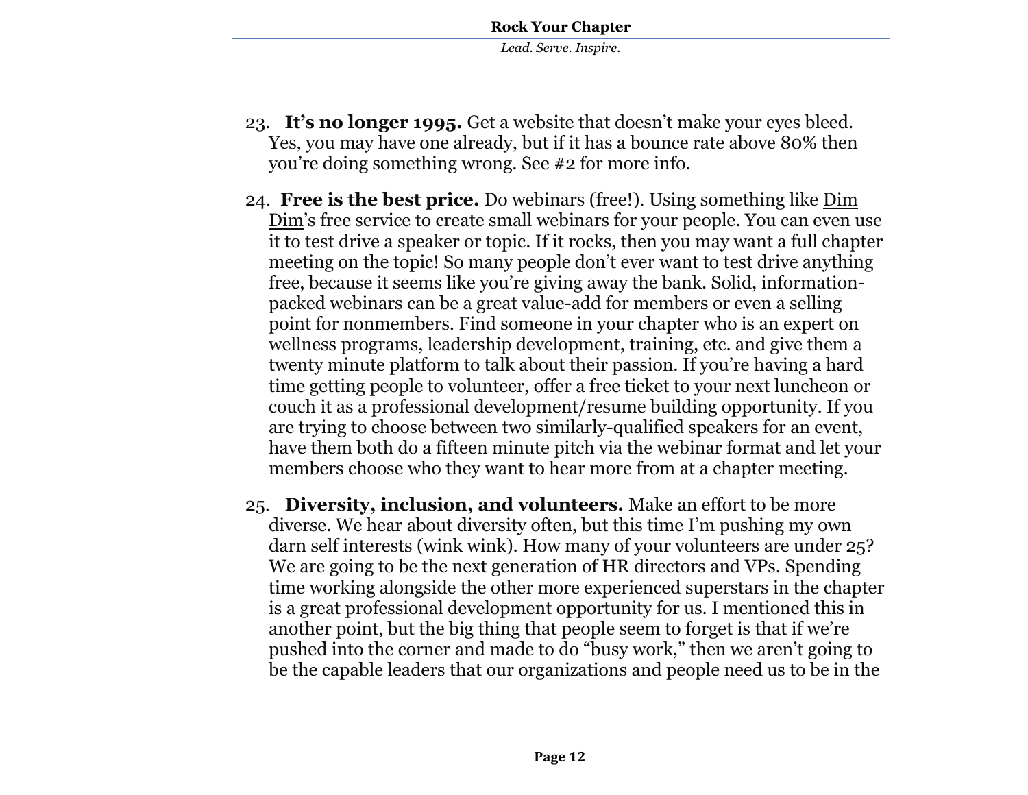23. **It's no longer 1995.** Get a website that doesn't make your eyes bleed. Yes, you may have one already, but if it has a bounce rate above 80% then you're doing something wrong. See #2 for more info.

24. **Free is the best price.** Do webinars (free!). Using something like Dim Dim's free service to create small webinars for your people. You can even use it to test drive a speaker or topic. If it rocks, then you may want a full chapter meeting on the topic! So many people don't ever want to test drive anything free, because it seems like you're giving away the bank. Solid, information-packed webinars can be a great value-add for members or even a selling point for nonmembers. Find someone in your chapter who is an expert on wellness programs, leadership development, training, etc. and give them a twenty minute platform to talk about their passion. If you're having a hard time getting people to volunteer, offer a free ticket to your next luncheon or couch it as a professional development/resume building opportunity. If you are trying to choose between two similarly-qualified speakers for an event, have them both do a fifteen minute pitch via the webinar format and let your members choose who they want to hear more from at a chapter meeting.

25. **Diversity, inclusion, and volunteers.** Make an effort to be more diverse. We hear about diversity often, but this time I'm pushing my own darn self interests (wink wink). How many of your volunteers are under 25? We are going to be the next generation of HR directors and VPs. Spending time working alongside the other more experienced superstars in the chapter is a great professional development opportunity for us. I mentioned this in another point, but the big thing that people seem to forget is that if we're pushed into the corner and made to do "busy work," then we aren't going to be the capable leaders that our organizations and people need us to be in the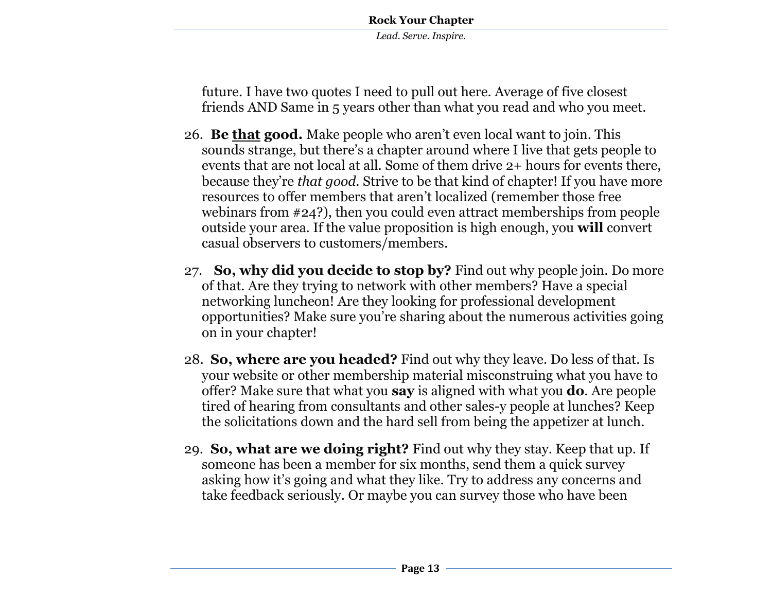future. I have two quotes I need to pull out here. Average of five closest friends AND Same in 5 years other than what you read and who you meet.

26. **Be <u>that</u> good.** Make people who aren't even local want to join. This sounds strange, but there's a chapter around where I live that gets people to events that are not local at all. Some of them drive 2+ hours for events there, because they're *that good*. Strive to be that kind of chapter! If you have more resources to offer members that aren't localized (remember those free webinars from #24?), then you could even attract memberships from people outside your area. If the value proposition is high enough, you **will** convert casual observers to customers/members.

27. **So, why did you decide to stop by?** Find out why people join. Do more of that. Are they trying to network with other members? Have a special networking luncheon! Are they looking for professional development opportunities? Make sure you're sharing about the numerous activities going on in your chapter!

28. **So, where are you headed?** Find out why they leave. Do less of that. Is your website or other membership material misconstruing what you have to offer? Make sure that what you **say** is aligned with what you **do**. Are people tired of hearing from consultants and other sales-y people at lunches? Keep the solicitations down and the hard sell from being the appetizer at lunch.

29. **So, what are we doing right?** Find out why they stay. Keep that up. If someone has been a member for six months, send them a quick survey asking how it's going and what they like. Try to address any concerns and take feedback seriously. Or maybe you can survey those who have been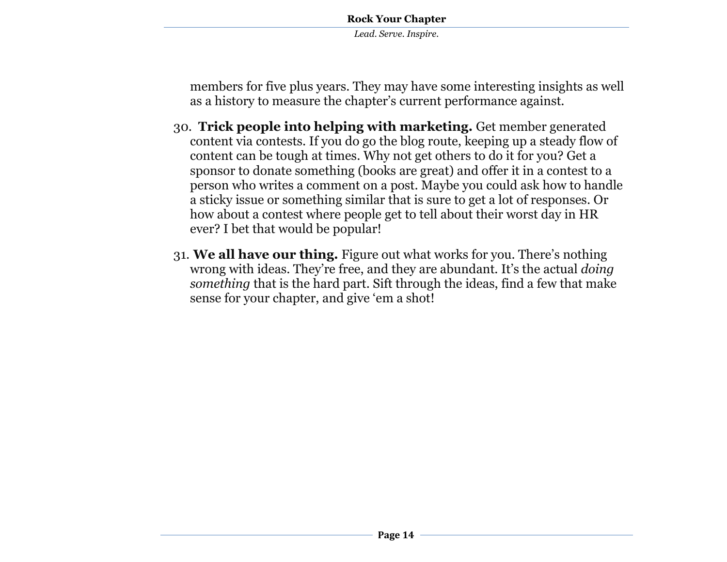members for five plus years. They may have some interesting insights as well as a history to measure the chapter's current performance against.

30. **Trick people into helping with marketing.** Get member generated content via contests. If you do go the blog route, keeping up a steady flow of content can be tough at times. Why not get others to do it for you? Get a sponsor to donate something (books are great) and offer it in a contest to a person who writes a comment on a post. Maybe you could ask how to handle a sticky issue or something similar that is sure to get a lot of responses. Or how about a contest where people get to tell about their worst day in HR ever? I bet that would be popular!

31. **We all have our thing.** Figure out what works for you. There's nothing wrong with ideas. They're free, and they are abundant. It's the actual *doing something* that is the hard part. Sift through the ideas, find a few that make sense for your chapter, and give 'em a shot!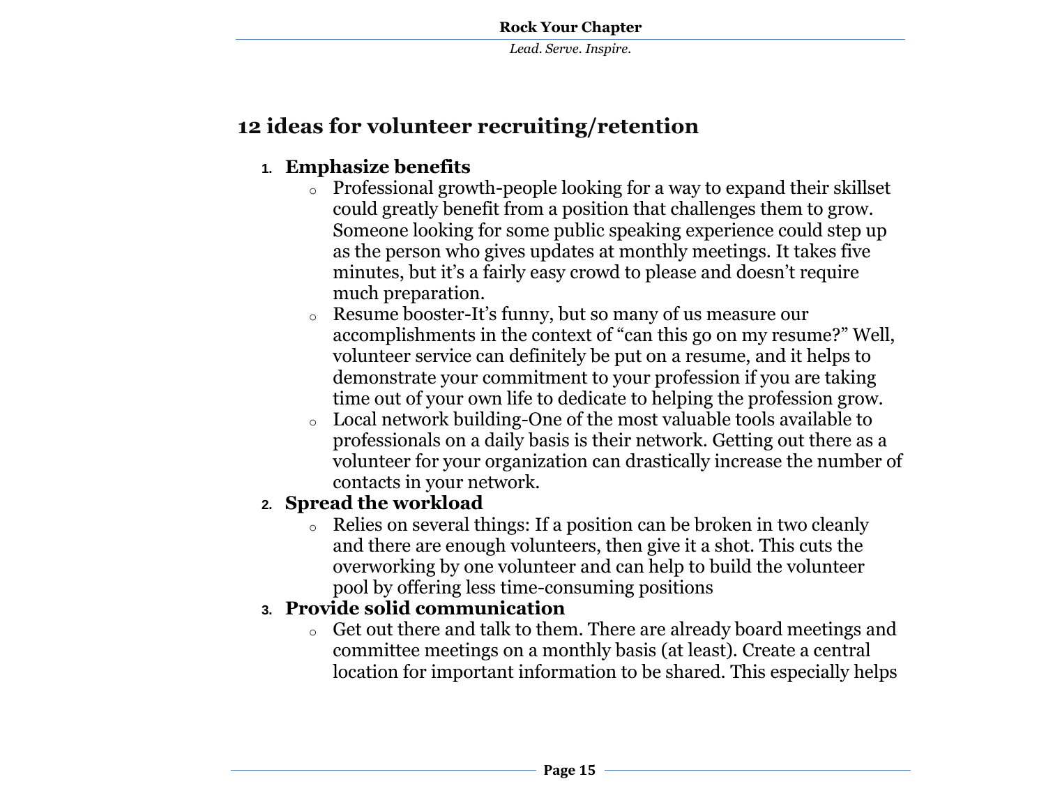## 12 ideas for volunteer recruiting/retention

1. **Emphasize benefits**
   - Professional growth-people looking for a way to expand their skillset could greatly benefit from a position that challenges them to grow. Someone looking for some public speaking experience could step up as the person who gives updates at monthly meetings. It takes five minutes, but it's a fairly easy crowd to please and doesn't require much preparation.
   - Resume booster-It's funny, but so many of us measure our accomplishments in the context of "can this go on my resume?" Well, volunteer service can definitely be put on a resume, and it helps to demonstrate your commitment to your profession if you are taking time out of your own life to dedicate to helping the profession grow.
   - Local network building-One of the most valuable tools available to professionals on a daily basis is their network. Getting out there as a volunteer for your organization can drastically increase the number of contacts in your network.
2. **Spread the workload**
   - Relies on several things: If a position can be broken in two cleanly and there are enough volunteers, then give it a shot. This cuts the overworking by one volunteer and can help to build the volunteer pool by offering less time-consuming positions
3. **Provide solid communication**
   - Get out there and talk to them. There are already board meetings and committee meetings on a monthly basis (at least). Create a central location for important information to be shared. This especially helps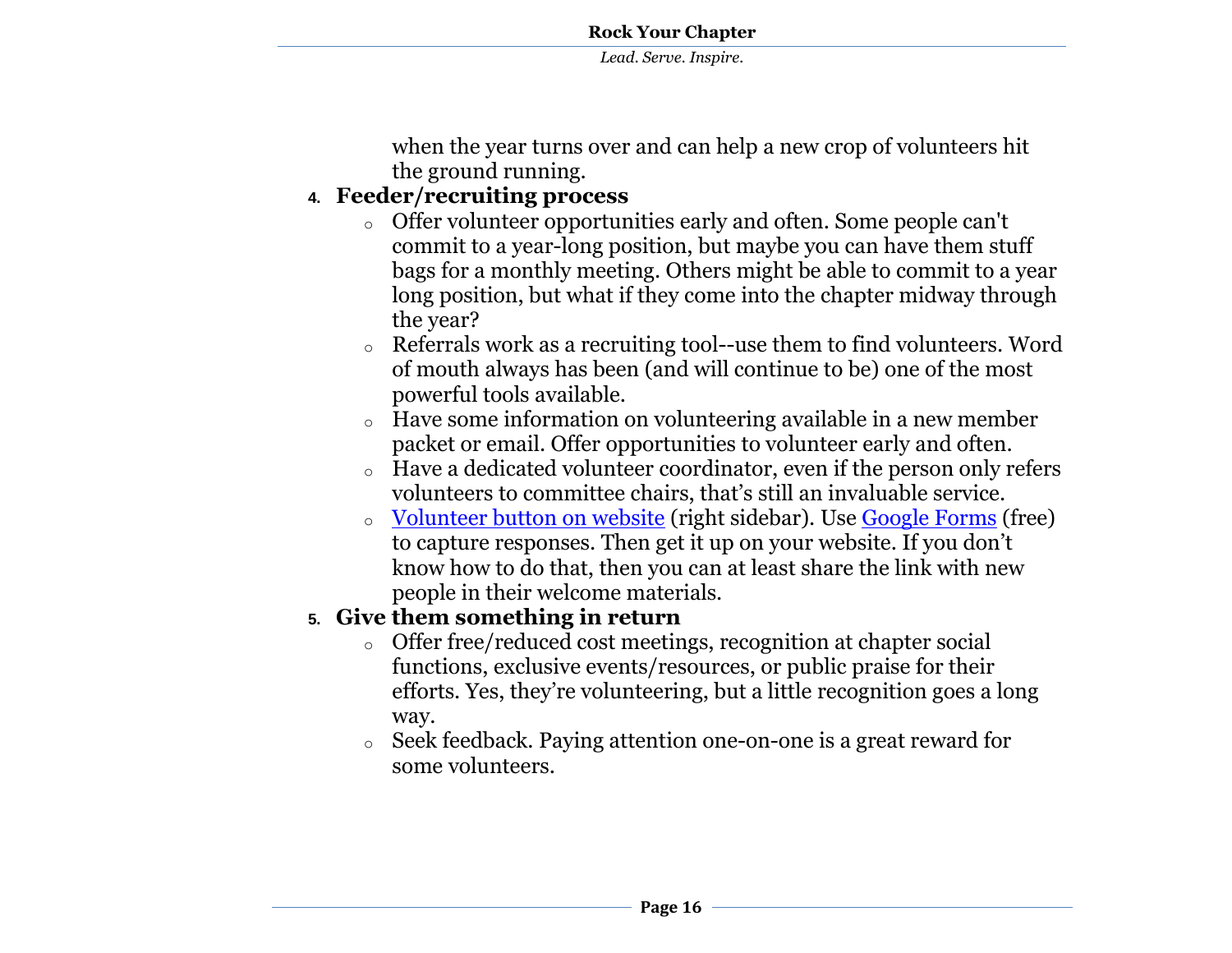when the year turns over and can help a new crop of volunteers hit the ground running.

4. **Feeder/recruiting process**
    - Offer volunteer opportunities early and often. Some people can't commit to a year-long position, but maybe you can have them stuff bags for a monthly meeting. Others might be able to commit to a year long position, but what if they come into the chapter midway through the year?
    - Referrals work as a recruiting tool--use them to find volunteers. Word of mouth always has been (and will continue to be) one of the most powerful tools available.
    - Have some information on volunteering available in a new member packet or email. Offer opportunities to volunteer early and often.
    - Have a dedicated volunteer coordinator, even if the person only refers volunteers to committee chairs, that's still an invaluable service.
    - Volunteer button on website (right sidebar). Use Google Forms (free) to capture responses. Then get it up on your website. If you don't know how to do that, then you can at least share the link with new people in their welcome materials.
5. **Give them something in return**
    - Offer free/reduced cost meetings, recognition at chapter social functions, exclusive events/resources, or public praise for their efforts. Yes, they're volunteering, but a little recognition goes a long way.
    - Seek feedback. Paying attention one-on-one is a great reward for some volunteers.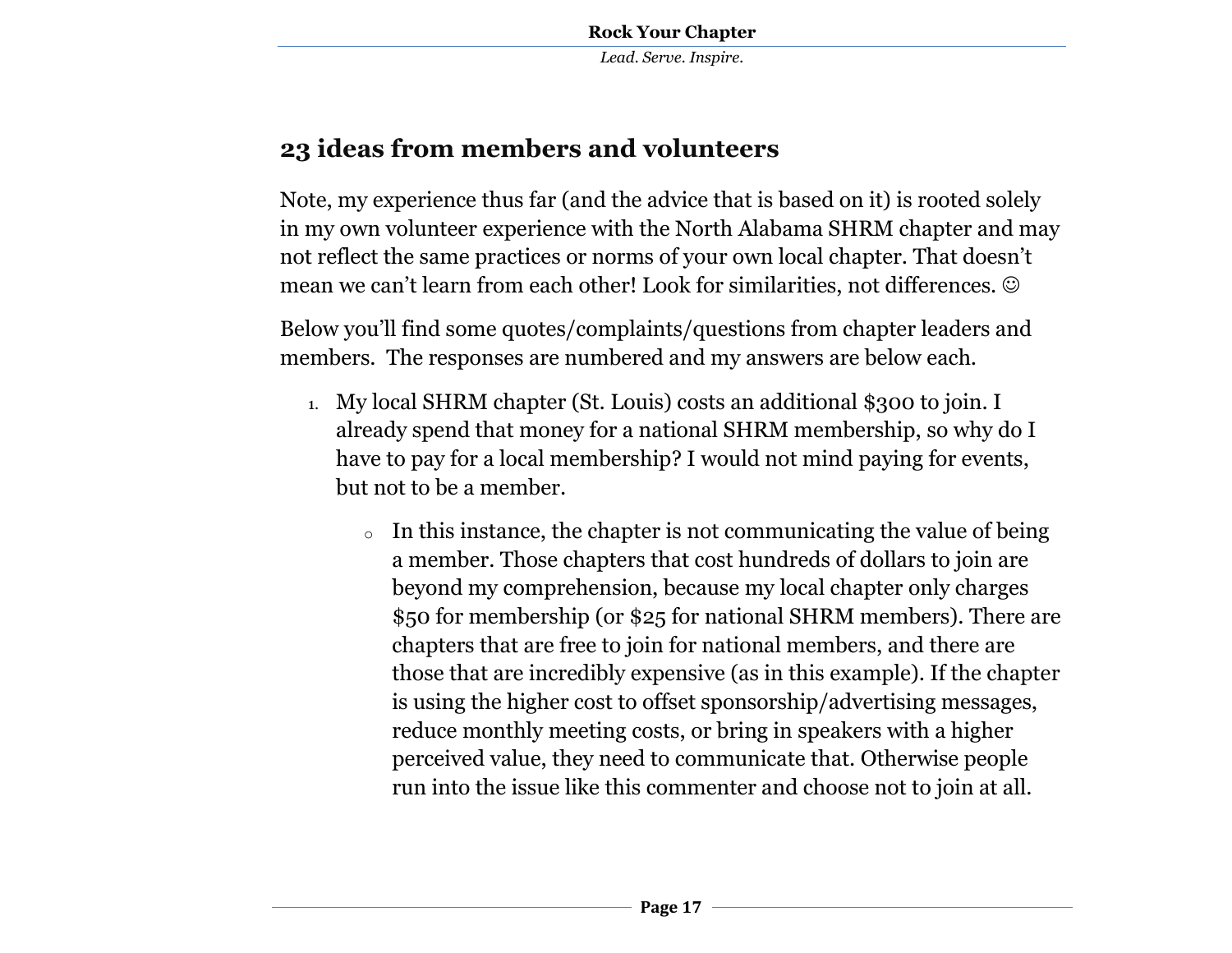## 23 ideas from members and volunteers

Note, my experience thus far (and the advice that is based on it) is rooted solely in my own volunteer experience with the North Alabama SHRM chapter and may not reflect the same practices or norms of your own local chapter. That doesn't mean we can't learn from each other! Look for similarities, not differences. ☺

Below you'll find some quotes/complaints/questions from chapter leaders and members. The responses are numbered and my answers are below each.

1. My local SHRM chapter (St. Louis) costs an additional $300 to join. I already spend that money for a national SHRM membership, so why do I have to pay for a local membership? I would not mind paying for events, but not to be a member.
   - In this instance, the chapter is not communicating the value of being a member. Those chapters that cost hundreds of dollars to join are beyond my comprehension, because my local chapter only charges $50 for membership (or $25 for national SHRM members). There are chapters that are free to join for national members, and there are those that are incredibly expensive (as in this example). If the chapter is using the higher cost to offset sponsorship/advertising messages, reduce monthly meeting costs, or bring in speakers with a higher perceived value, they need to communicate that. Otherwise people run into the issue like this commenter and choose not to join at all.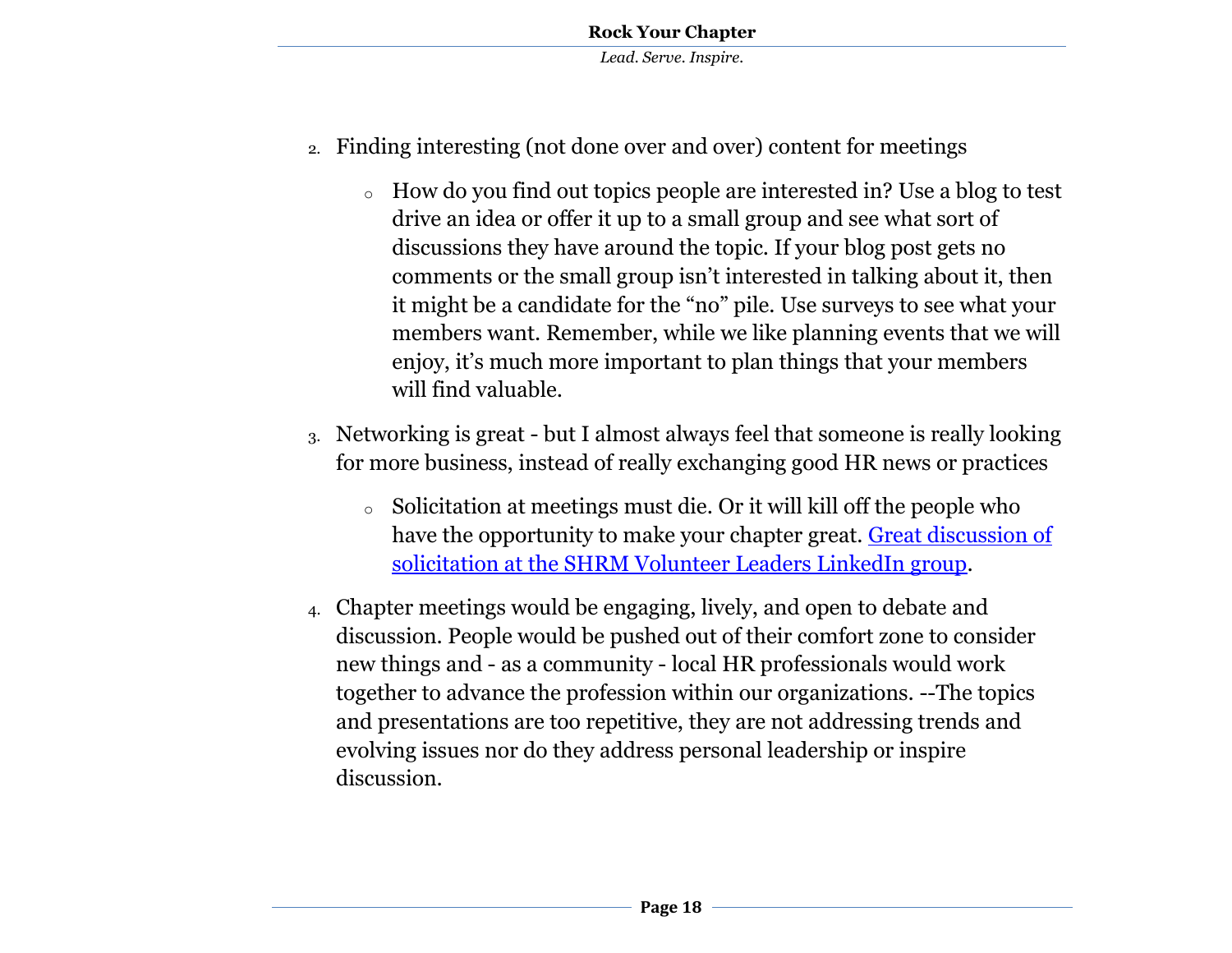2. Finding interesting (not done over and over) content for meetings

    - How do you find out topics people are interested in? Use a blog to test drive an idea or offer it up to a small group and see what sort of discussions they have around the topic. If your blog post gets no comments or the small group isn't interested in talking about it, then it might be a candidate for the "no" pile. Use surveys to see what your members want. Remember, while we like planning events that we will enjoy, it's much more important to plan things that your members will find valuable.

3. Networking is great - but I almost always feel that someone is really looking for more business, instead of really exchanging good HR news or practices

    - Solicitation at meetings must die. Or it will kill off the people who have the opportunity to make your chapter great. Great discussion of solicitation at the SHRM Volunteer Leaders LinkedIn group.

4. Chapter meetings would be engaging, lively, and open to debate and discussion. People would be pushed out of their comfort zone to consider new things and - as a community - local HR professionals would work together to advance the profession within our organizations. --The topics and presentations are too repetitive, they are not addressing trends and evolving issues nor do they address personal leadership or inspire discussion.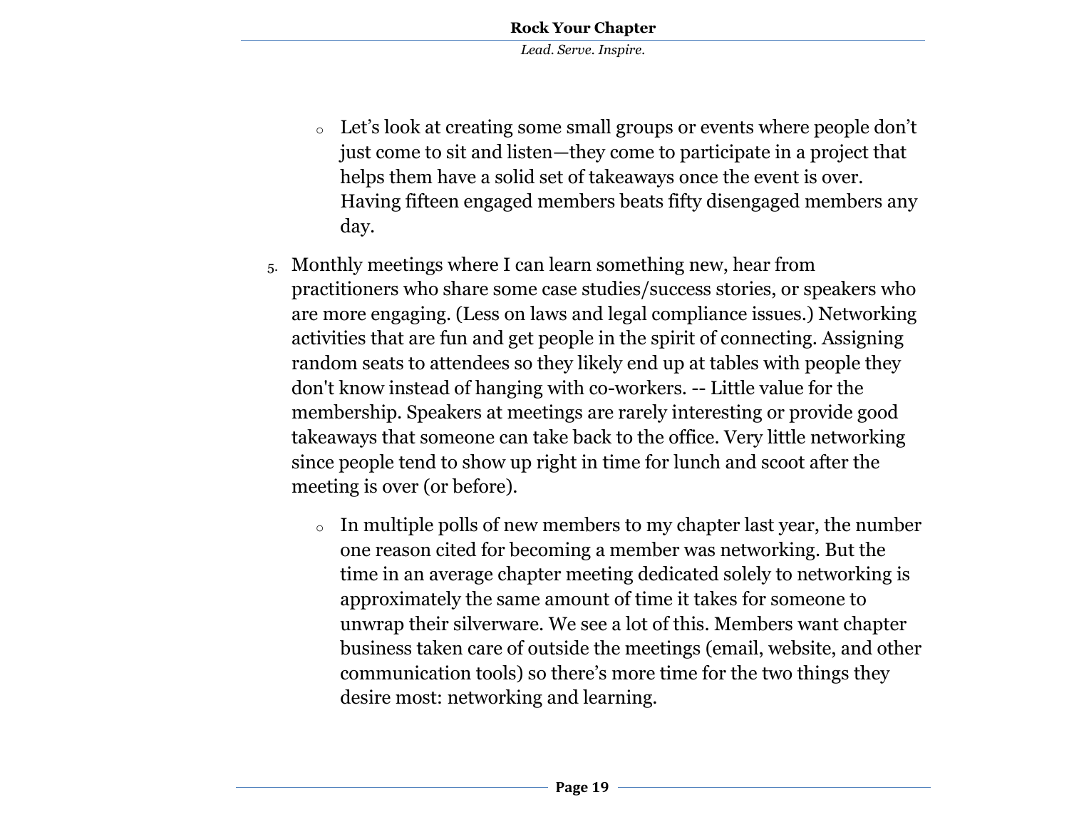- Let's look at creating some small groups or events where people don't just come to sit and listen—they come to participate in a project that helps them have a solid set of takeaways once the event is over. Having fifteen engaged members beats fifty disengaged members any day.

5. Monthly meetings where I can learn something new, hear from practitioners who share some case studies/success stories, or speakers who are more engaging. (Less on laws and legal compliance issues.) Networking activities that are fun and get people in the spirit of connecting. Assigning random seats to attendees so they likely end up at tables with people they don't know instead of hanging with co-workers. -- Little value for the membership. Speakers at meetings are rarely interesting or provide good takeaways that someone can take back to the office. Very little networking since people tend to show up right in time for lunch and scoot after the meeting is over (or before).

    - In multiple polls of new members to my chapter last year, the number one reason cited for becoming a member was networking. But the time in an average chapter meeting dedicated solely to networking is approximately the same amount of time it takes for someone to unwrap their silverware. We see a lot of this. Members want chapter business taken care of outside the meetings (email, website, and other communication tools) so there's more time for the two things they desire most: networking and learning.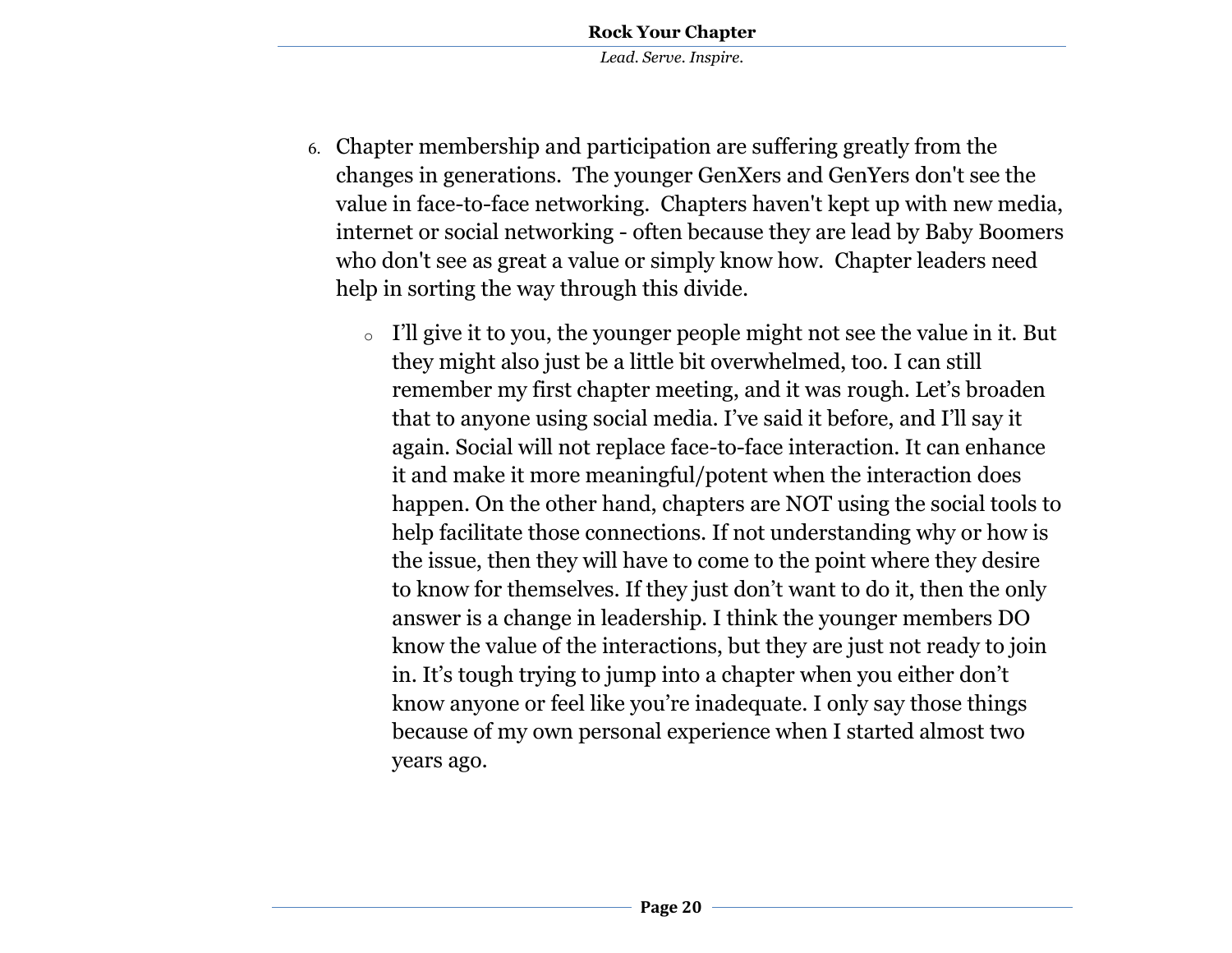6. Chapter membership and participation are suffering greatly from the changes in generations. The younger GenXers and GenYers don't see the value in face-to-face networking. Chapters haven't kept up with new media, internet or social networking - often because they are lead by Baby Boomers who don't see as great a value or simply know how. Chapter leaders need help in sorting the way through this divide.

    - I'll give it to you, the younger people might not see the value in it. But they might also just be a little bit overwhelmed, too. I can still remember my first chapter meeting, and it was rough. Let's broaden that to anyone using social media. I've said it before, and I'll say it again. Social will not replace face-to-face interaction. It can enhance it and make it more meaningful/potent when the interaction does happen. On the other hand, chapters are NOT using the social tools to help facilitate those connections. If not understanding why or how is the issue, then they will have to come to the point where they desire to know for themselves. If they just don't want to do it, then the only answer is a change in leadership. I think the younger members DO know the value of the interactions, but they are just not ready to join in. It's tough trying to jump into a chapter when you either don't know anyone or feel like you're inadequate. I only say those things because of my own personal experience when I started almost two years ago.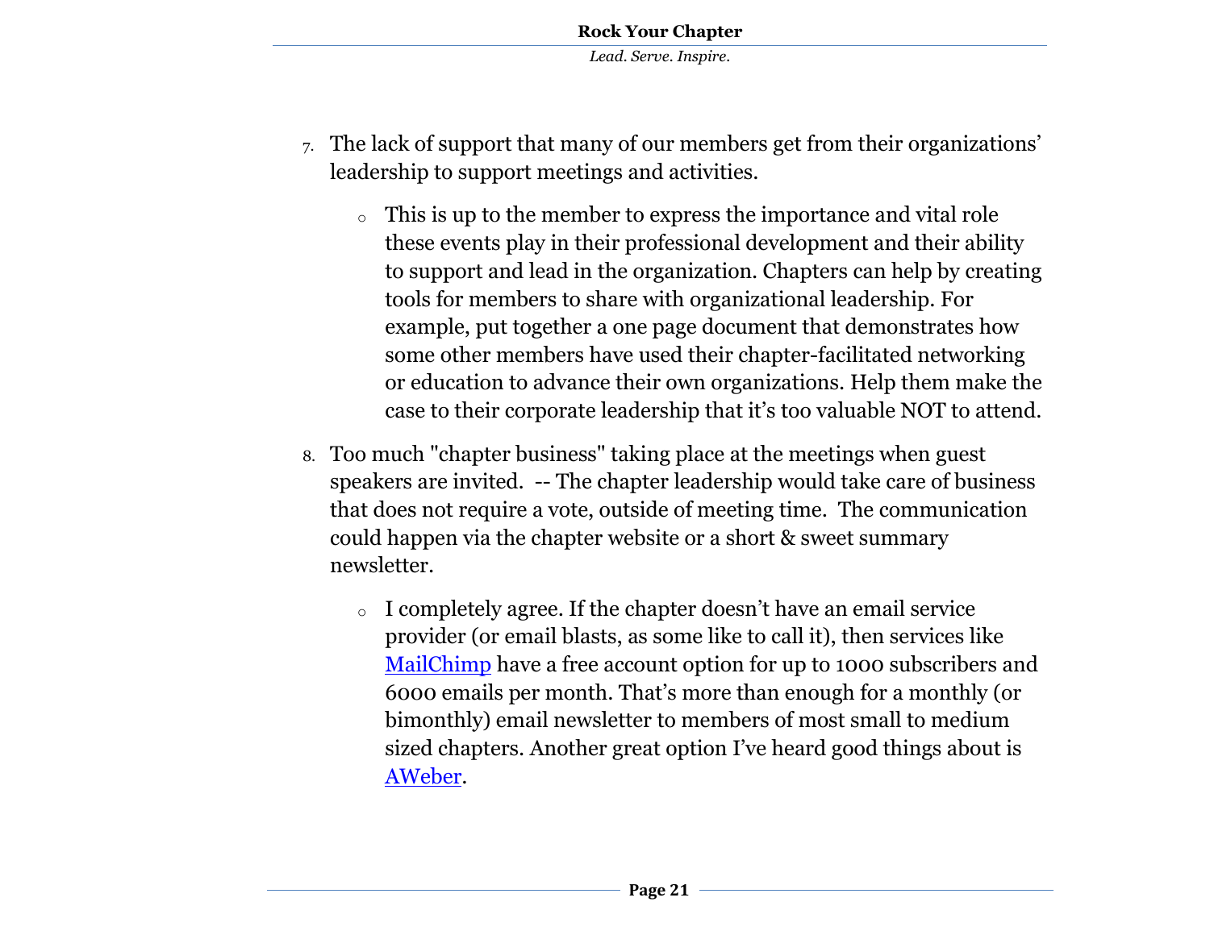7. The lack of support that many of our members get from their organizations' leadership to support meetings and activities.

    - This is up to the member to express the importance and vital role these events play in their professional development and their ability to support and lead in the organization. Chapters can help by creating tools for members to share with organizational leadership. For example, put together a one page document that demonstrates how some other members have used their chapter-facilitated networking or education to advance their own organizations. Help them make the case to their corporate leadership that it's too valuable NOT to attend.

8. Too much "chapter business" taking place at the meetings when guest speakers are invited. -- The chapter leadership would take care of business that does not require a vote, outside of meeting time. The communication could happen via the chapter website or a short & sweet summary newsletter.

    - I completely agree. If the chapter doesn't have an email service provider (or email blasts, as some like to call it), then services like MailChimp have a free account option for up to 1000 subscribers and 6000 emails per month. That's more than enough for a monthly (or bimonthly) email newsletter to members of most small to medium sized chapters. Another great option I've heard good things about is AWeber.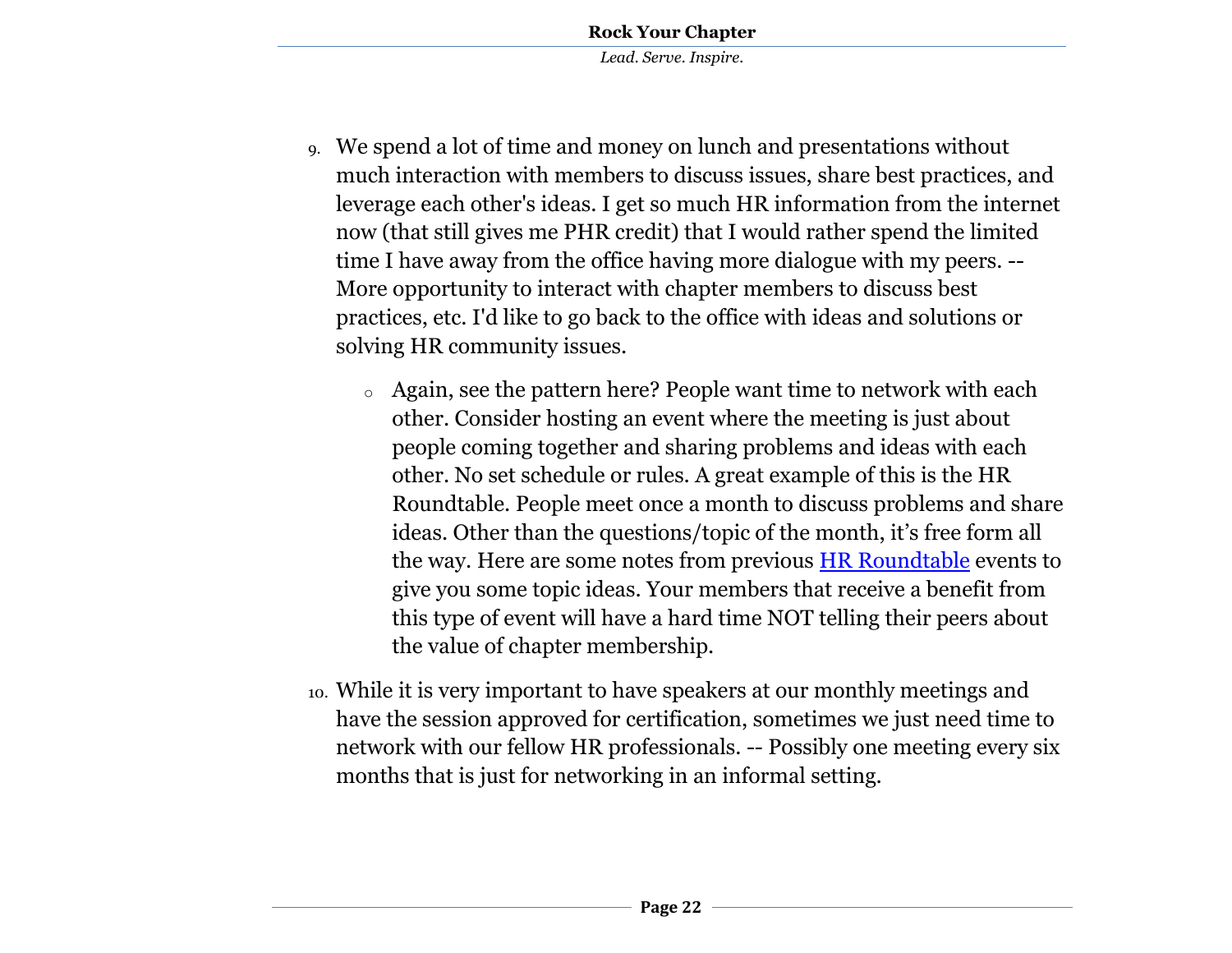9. We spend a lot of time and money on lunch and presentations without much interaction with members to discuss issues, share best practices, and leverage each other's ideas. I get so much HR information from the internet now (that still gives me PHR credit) that I would rather spend the limited time I have away from the office having more dialogue with my peers. -- More opportunity to interact with chapter members to discuss best practices, etc. I'd like to go back to the office with ideas and solutions or solving HR community issues.

    - Again, see the pattern here? People want time to network with each other. Consider hosting an event where the meeting is just about people coming together and sharing problems and ideas with each other. No set schedule or rules. A great example of this is the HR Roundtable. People meet once a month to discuss problems and share ideas. Other than the questions/topic of the month, it's free form all the way. Here are some notes from previous HR Roundtable events to give you some topic ideas. Your members that receive a benefit from this type of event will have a hard time NOT telling their peers about the value of chapter membership.

10. While it is very important to have speakers at our monthly meetings and have the session approved for certification, sometimes we just need time to network with our fellow HR professionals. -- Possibly one meeting every six months that is just for networking in an informal setting.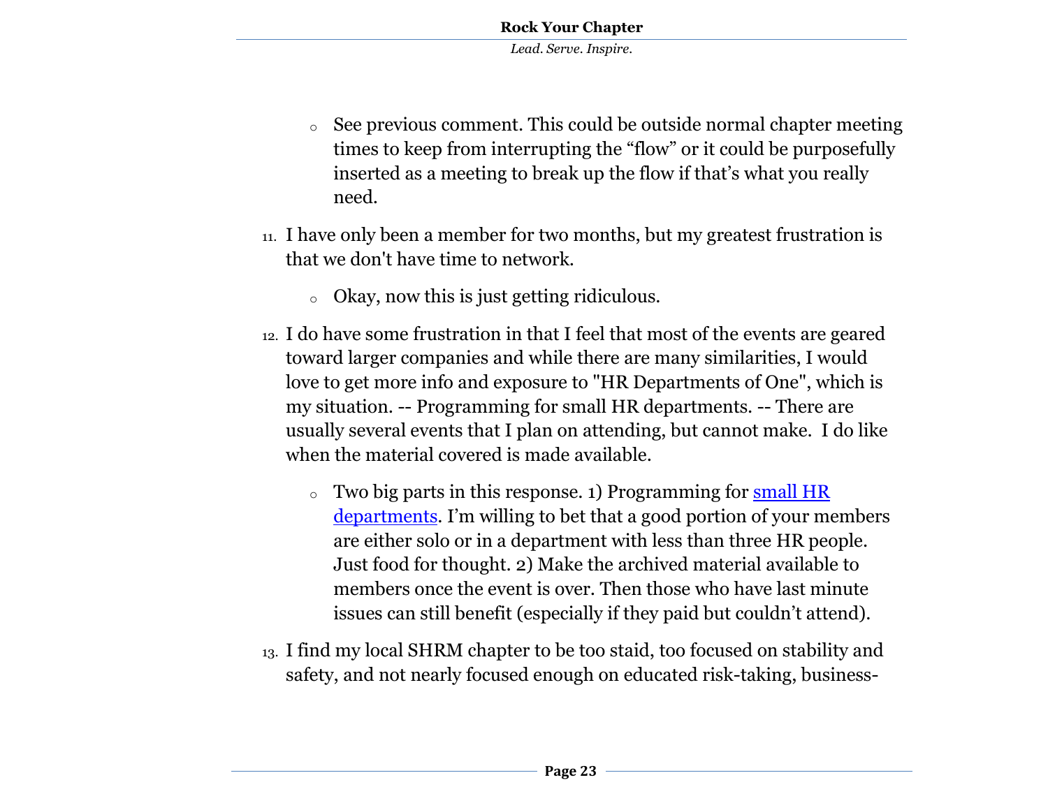- See previous comment. This could be outside normal chapter meeting times to keep from interrupting the "flow" or it could be purposefully inserted as a meeting to break up the flow if that's what you really need.

11. I have only been a member for two months, but my greatest frustration is that we don't have time to network.

    - Okay, now this is just getting ridiculous.

12. I do have some frustration in that I feel that most of the events are geared toward larger companies and while there are many similarities, I would love to get more info and exposure to "HR Departments of One", which is my situation. -- Programming for small HR departments. -- There are usually several events that I plan on attending, but cannot make. I do like when the material covered is made available.

    - Two big parts in this response. 1) Programming for small HR departments. I'm willing to bet that a good portion of your members are either solo or in a department with less than three HR people. Just food for thought. 2) Make the archived material available to members once the event is over. Then those who have last minute issues can still benefit (especially if they paid but couldn't attend).

13. I find my local SHRM chapter to be too staid, too focused on stability and safety, and not nearly focused enough on educated risk-taking, business-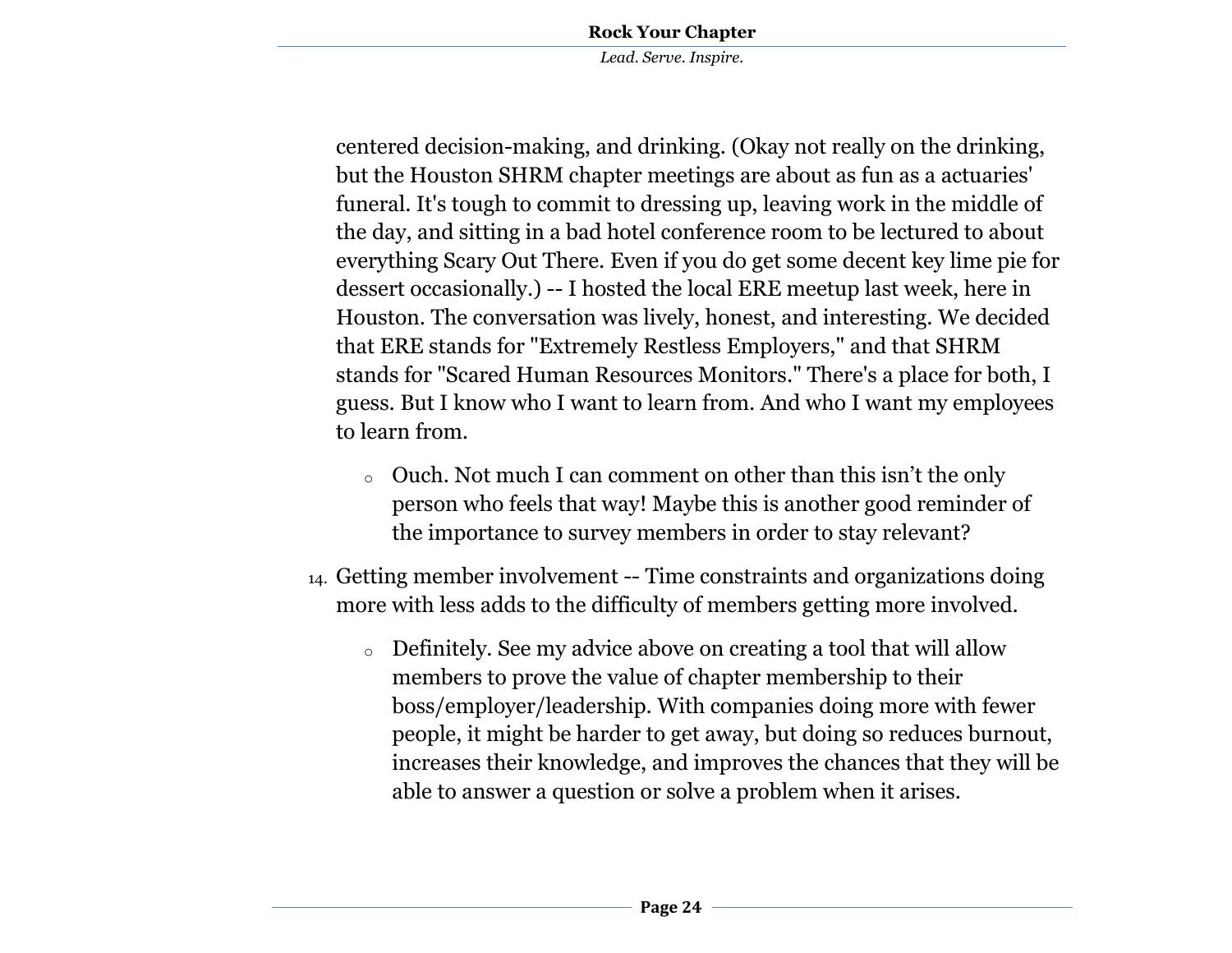centered decision-making, and drinking. (Okay not really on the drinking, but the Houston SHRM chapter meetings are about as fun as a actuaries' funeral. It's tough to commit to dressing up, leaving work in the middle of the day, and sitting in a bad hotel conference room to be lectured to about everything Scary Out There. Even if you do get some decent key lime pie for dessert occasionally.) -- I hosted the local ERE meetup last week, here in Houston. The conversation was lively, honest, and interesting. We decided that ERE stands for "Extremely Restless Employers," and that SHRM stands for "Scared Human Resources Monitors." There's a place for both, I guess. But I know who I want to learn from. And who I want my employees to learn from.

  - Ouch. Not much I can comment on other than this isn't the only person who feels that way! Maybe this is another good reminder of the importance to survey members in order to stay relevant?

14. Getting member involvement -- Time constraints and organizations doing more with less adds to the difficulty of members getting more involved.
    - Definitely. See my advice above on creating a tool that will allow members to prove the value of chapter membership to their boss/employer/leadership. With companies doing more with fewer people, it might be harder to get away, but doing so reduces burnout, increases their knowledge, and improves the chances that they will be able to answer a question or solve a problem when it arises.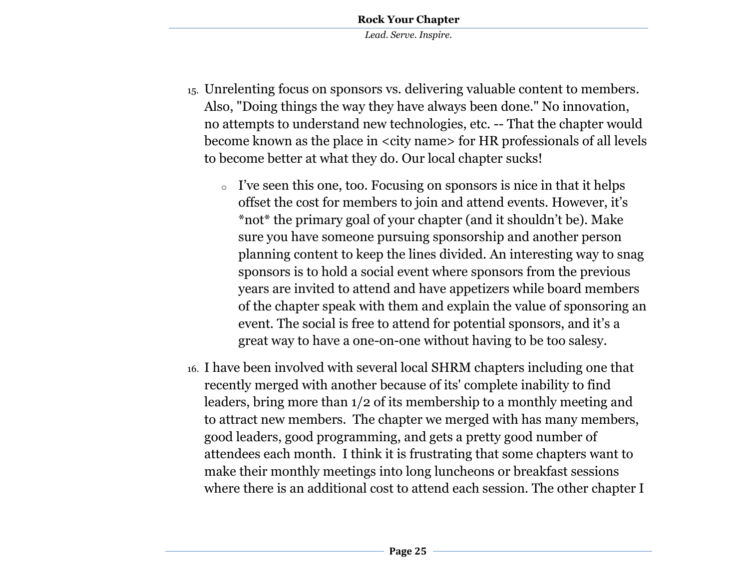15. Unrelenting focus on sponsors vs. delivering valuable content to members. Also, "Doing things the way they have always been done." No innovation, no attempts to understand new technologies, etc. -- That the chapter would become known as the place in <city name> for HR professionals of all levels to become better at what they do. Our local chapter sucks!

    - I've seen this one, too. Focusing on sponsors is nice in that it helps offset the cost for members to join and attend events. However, it's *not* the primary goal of your chapter (and it shouldn't be). Make sure you have someone pursuing sponsorship and another person planning content to keep the lines divided. An interesting way to snag sponsors is to hold a social event where sponsors from the previous years are invited to attend and have appetizers while board members of the chapter speak with them and explain the value of sponsoring an event. The social is free to attend for potential sponsors, and it's a great way to have a one-on-one without having to be too salesy.

16. I have been involved with several local SHRM chapters including one that recently merged with another because of its' complete inability to find leaders, bring more than 1/2 of its membership to a monthly meeting and to attract new members. The chapter we merged with has many members, good leaders, good programming, and gets a pretty good number of attendees each month. I think it is frustrating that some chapters want to make their monthly meetings into long luncheons or breakfast sessions where there is an additional cost to attend each session. The other chapter I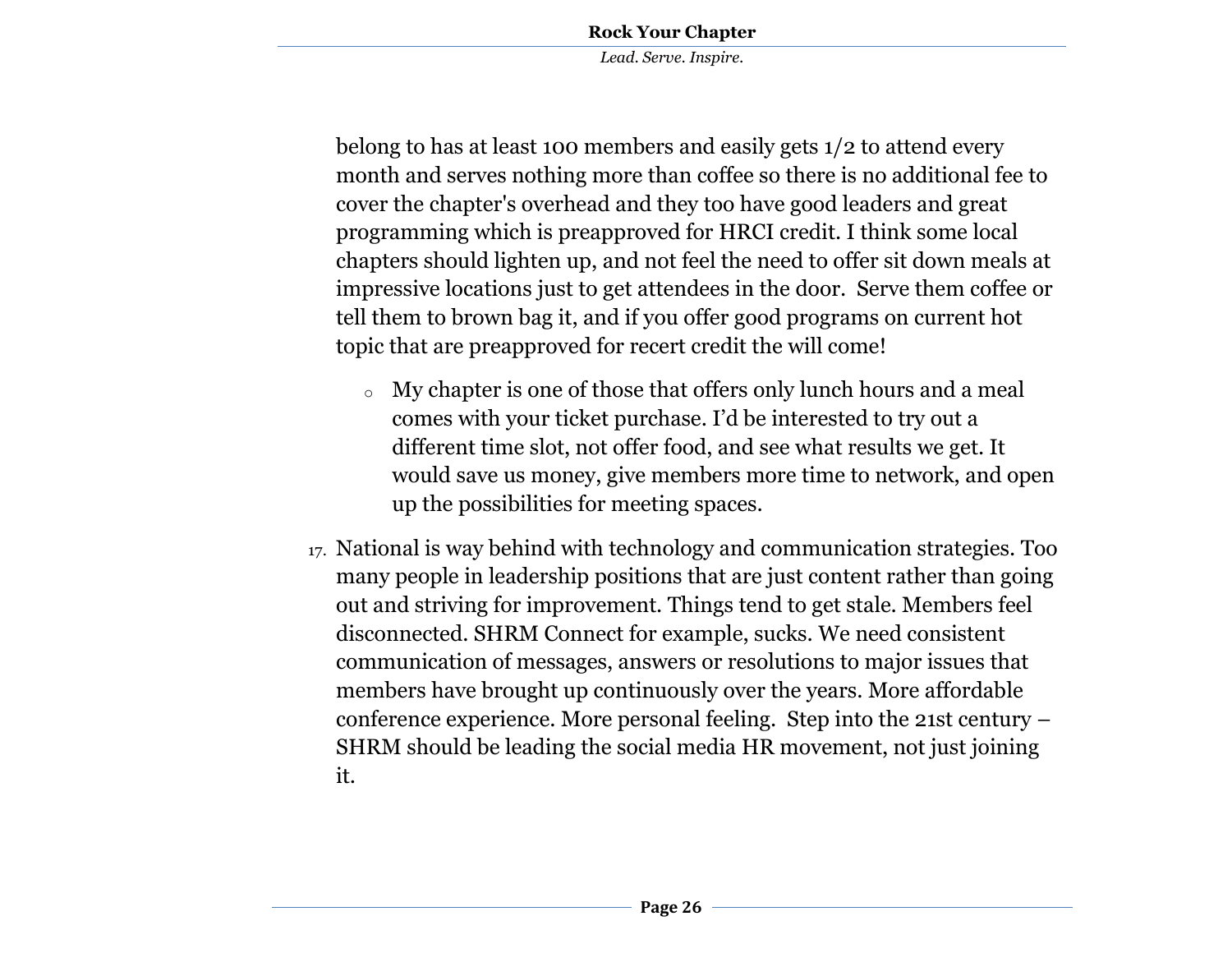belong to has at least 100 members and easily gets 1/2 to attend every month and serves nothing more than coffee so there is no additional fee to cover the chapter's overhead and they too have good leaders and great programming which is preapproved for HRCI credit. I think some local chapters should lighten up, and not feel the need to offer sit down meals at impressive locations just to get attendees in the door. Serve them coffee or tell them to brown bag it, and if you offer good programs on current hot topic that are preapproved for recert credit the will come!

  - My chapter is one of those that offers only lunch hours and a meal comes with your ticket purchase. I'd be interested to try out a different time slot, not offer food, and see what results we get. It would save us money, give members more time to network, and open up the possibilities for meeting spaces.

17. National is way behind with technology and communication strategies. Too many people in leadership positions that are just content rather than going out and striving for improvement. Things tend to get stale. Members feel disconnected. SHRM Connect for example, sucks. We need consistent communication of messages, answers or resolutions to major issues that members have brought up continuously over the years. More affordable conference experience. More personal feeling. Step into the 21st century – SHRM should be leading the social media HR movement, not just joining it.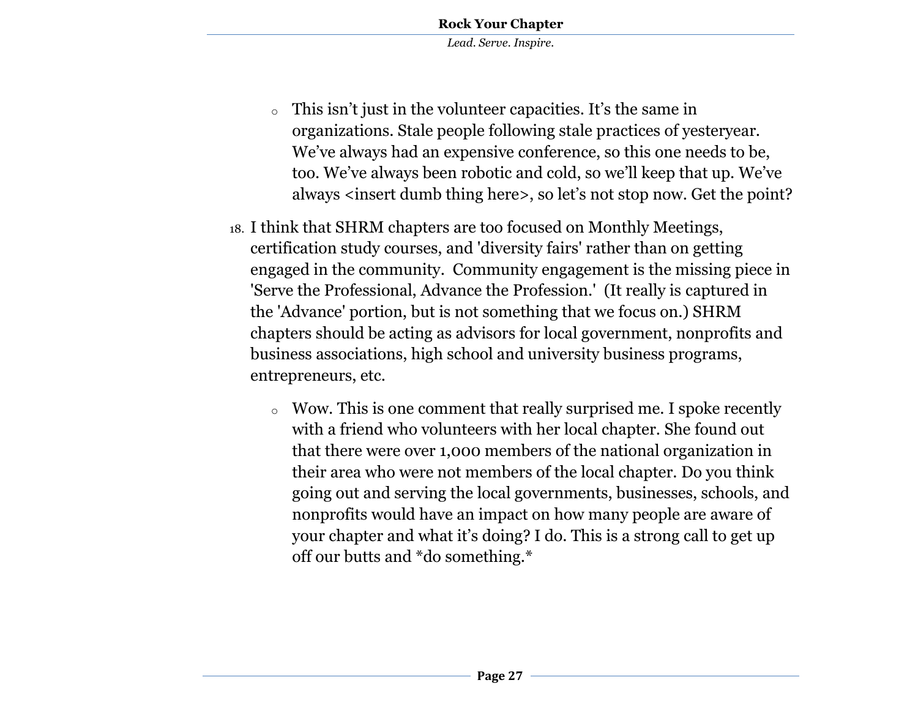- This isn't just in the volunteer capacities. It's the same in organizations. Stale people following stale practices of yesteryear. We've always had an expensive conference, so this one needs to be, too. We've always been robotic and cold, so we'll keep that up. We've always <insert dumb thing here>, so let's not stop now. Get the point?

18. I think that SHRM chapters are too focused on Monthly Meetings, certification study courses, and 'diversity fairs' rather than on getting engaged in the community. Community engagement is the missing piece in 'Serve the Professional, Advance the Profession.' (It really is captured in the 'Advance' portion, but is not something that we focus on.) SHRM chapters should be acting as advisors for local government, nonprofits and business associations, high school and university business programs, entrepreneurs, etc.

    - Wow. This is one comment that really surprised me. I spoke recently with a friend who volunteers with her local chapter. She found out that there were over 1,000 members of the national organization in their area who were not members of the local chapter. Do you think going out and serving the local governments, businesses, schools, and nonprofits would have an impact on how many people are aware of your chapter and what it's doing? I do. This is a strong call to get up off our butts and *do something.*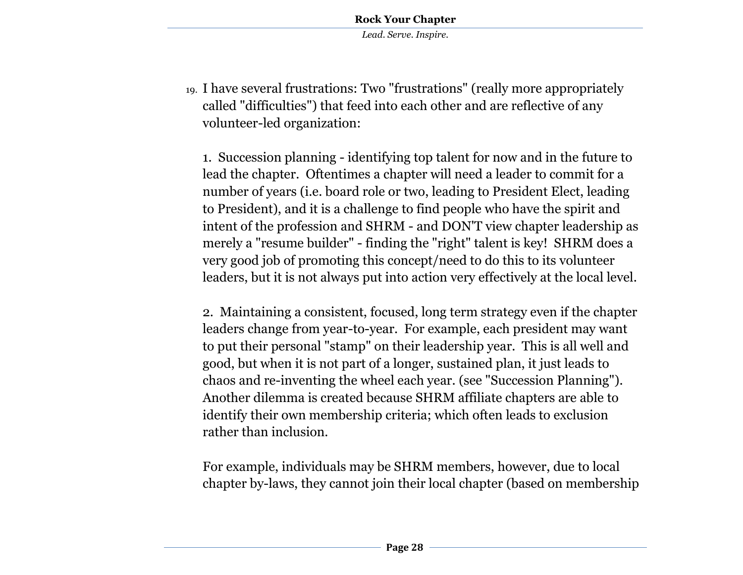19. I have several frustrations: Two "frustrations" (really more appropriately called "difficulties") that feed into each other and are reflective of any volunteer-led organization:

    1. Succession planning - identifying top talent for now and in the future to lead the chapter. Oftentimes a chapter will need a leader to commit for a number of years (i.e. board role or two, leading to President Elect, leading to President), and it is a challenge to find people who have the spirit and intent of the profession and SHRM - and DON'T view chapter leadership as merely a "resume builder" - finding the "right" talent is key! SHRM does a very good job of promoting this concept/need to do this to its volunteer leaders, but it is not always put into action very effectively at the local level.

    2. Maintaining a consistent, focused, long term strategy even if the chapter leaders change from year-to-year. For example, each president may want to put their personal "stamp" on their leadership year. This is all well and good, but when it is not part of a longer, sustained plan, it just leads to chaos and re-inventing the wheel each year. (see "Succession Planning"). Another dilemma is created because SHRM affiliate chapters are able to identify their own membership criteria; which often leads to exclusion rather than inclusion.

    For example, individuals may be SHRM members, however, due to local chapter by-laws, they cannot join their local chapter (based on membership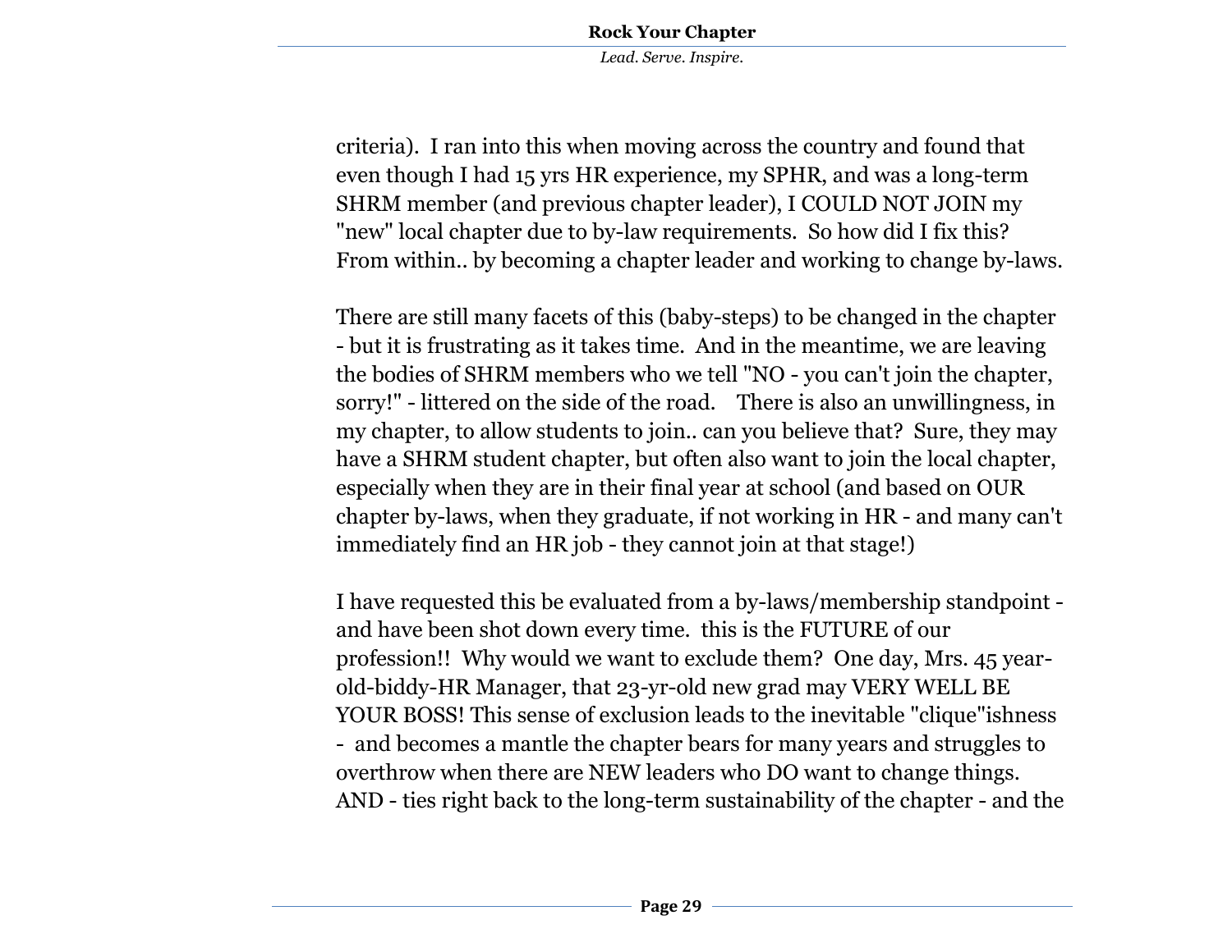criteria). I ran into this when moving across the country and found that even though I had 15 yrs HR experience, my SPHR, and was a long-term SHRM member (and previous chapter leader), I COULD NOT JOIN my "new" local chapter due to by-law requirements. So how did I fix this? From within.. by becoming a chapter leader and working to change by-laws.

There are still many facets of this (baby-steps) to be changed in the chapter - but it is frustrating as it takes time. And in the meantime, we are leaving the bodies of SHRM members who we tell "NO - you can't join the chapter, sorry!" - littered on the side of the road. There is also an unwillingness, in my chapter, to allow students to join.. can you believe that? Sure, they may have a SHRM student chapter, but often also want to join the local chapter, especially when they are in their final year at school (and based on OUR chapter by-laws, when they graduate, if not working in HR - and many can't immediately find an HR job - they cannot join at that stage!)

I have requested this be evaluated from a by-laws/membership standpoint - and have been shot down every time. this is the FUTURE of our profession!! Why would we want to exclude them? One day, Mrs. 45 year-old-biddy-HR Manager, that 23-yr-old new grad may VERY WELL BE YOUR BOSS! This sense of exclusion leads to the inevitable "clique"ishness - and becomes a mantle the chapter bears for many years and struggles to overthrow when there are NEW leaders who DO want to change things. AND - ties right back to the long-term sustainability of the chapter - and the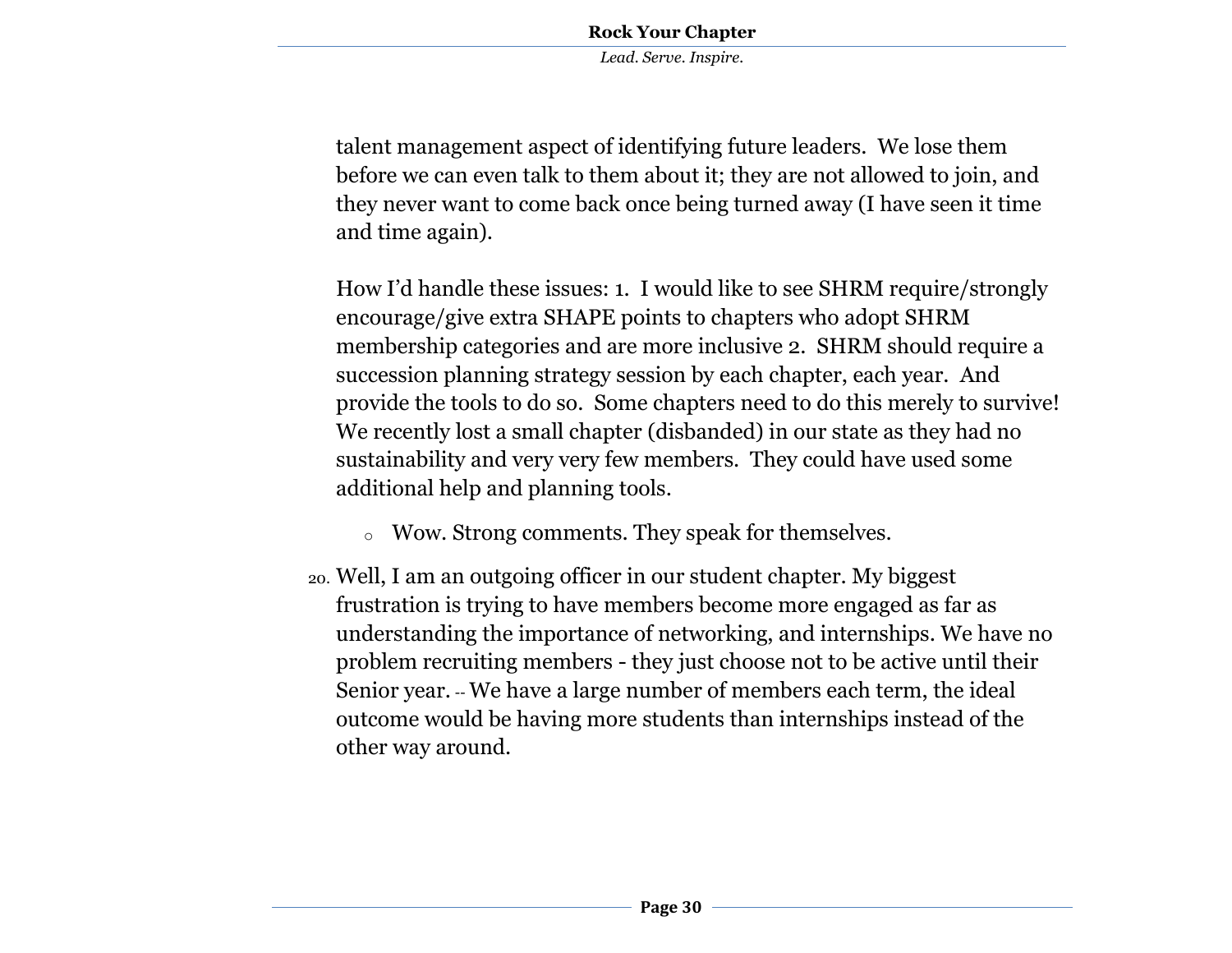talent management aspect of identifying future leaders.  We lose them before we can even talk to them about it; they are not allowed to join, and they never want to come back once being turned away (I have seen it time and time again).

How I'd handle these issues: 1.  I would like to see SHRM require/strongly encourage/give extra SHAPE points to chapters who adopt SHRM membership categories and are more inclusive 2.  SHRM should require a succession planning strategy session by each chapter, each year.  And provide the tools to do so.  Some chapters need to do this merely to survive! We recently lost a small chapter (disbanded) in our state as they had no sustainability and very very few members.  They could have used some additional help and planning tools.

   - Wow. Strong comments. They speak for themselves.

20. Well, I am an outgoing officer in our student chapter. My biggest frustration is trying to have members become more engaged as far as understanding the importance of networking, and internships. We have no problem recruiting members - they just choose not to be active until their Senior year. -- We have a large number of members each term, the ideal outcome would be having more students than internships instead of the other way around.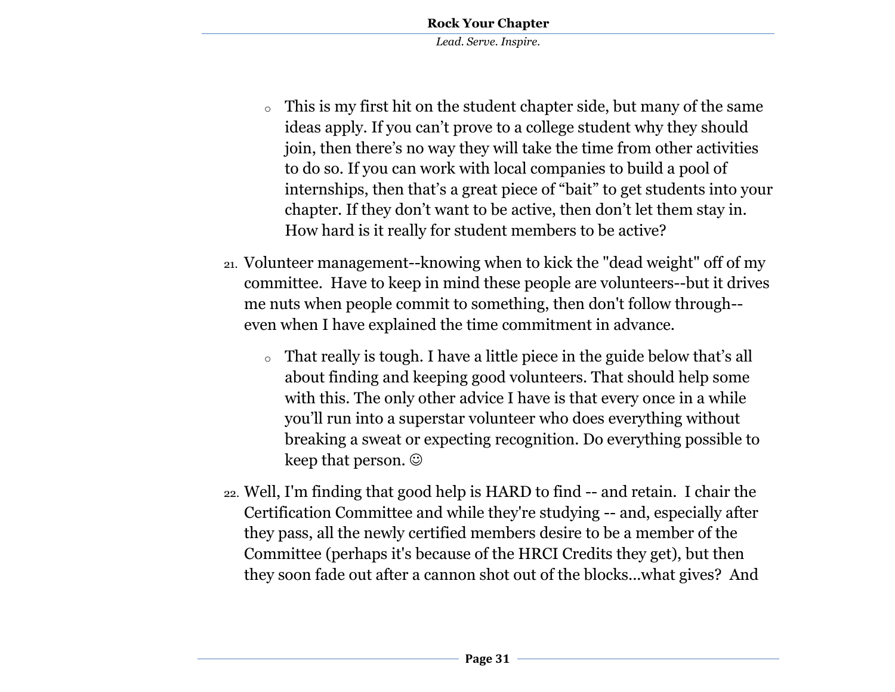- This is my first hit on the student chapter side, but many of the same ideas apply. If you can't prove to a college student why they should join, then there's no way they will take the time from other activities to do so. If you can work with local companies to build a pool of internships, then that's a great piece of "bait" to get students into your chapter. If they don't want to be active, then don't let them stay in. How hard is it really for student members to be active?

21. Volunteer management--knowing when to kick the "dead weight" off of my committee. Have to keep in mind these people are volunteers--but it drives me nuts when people commit to something, then don't follow through--even when I have explained the time commitment in advance.

    - That really is tough. I have a little piece in the guide below that's all about finding and keeping good volunteers. That should help some with this. The only other advice I have is that every once in a while you'll run into a superstar volunteer who does everything without breaking a sweat or expecting recognition. Do everything possible to keep that person. ☺

22. Well, I'm finding that good help is HARD to find -- and retain. I chair the Certification Committee and while they're studying -- and, especially after they pass, all the newly certified members desire to be a member of the Committee (perhaps it's because of the HRCI Credits they get), but then they soon fade out after a cannon shot out of the blocks...what gives? And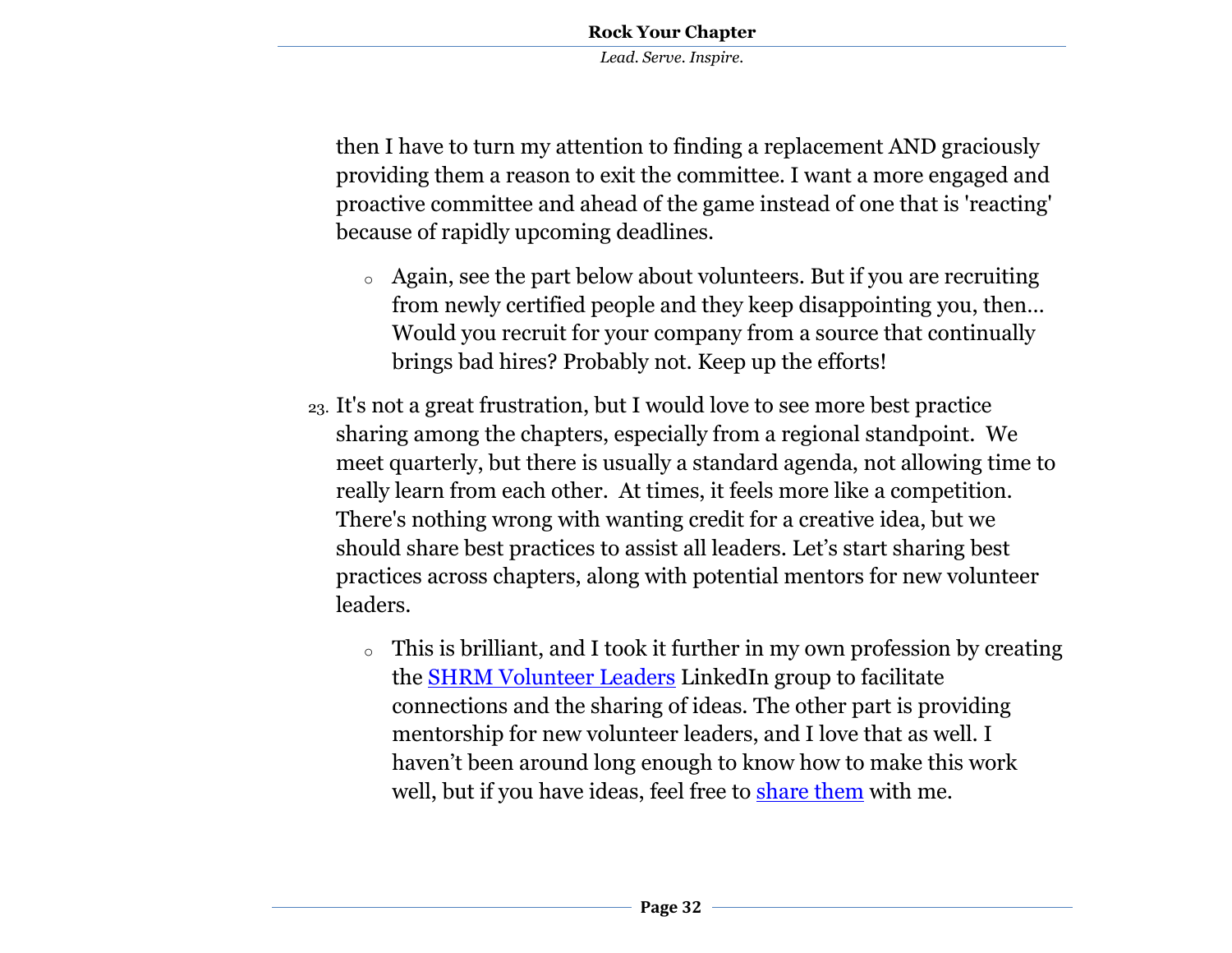then I have to turn my attention to finding a replacement AND graciously providing them a reason to exit the committee. I want a more engaged and proactive committee and ahead of the game instead of one that is 'reacting' because of rapidly upcoming deadlines.

   - Again, see the part below about volunteers. But if you are recruiting from newly certified people and they keep disappointing you, then… Would you recruit for your company from a source that continually brings bad hires? Probably not. Keep up the efforts!

23. It's not a great frustration, but I would love to see more best practice sharing among the chapters, especially from a regional standpoint. We meet quarterly, but there is usually a standard agenda, not allowing time to really learn from each other. At times, it feels more like a competition. There's nothing wrong with wanting credit for a creative idea, but we should share best practices to assist all leaders. Let's start sharing best practices across chapters, along with potential mentors for new volunteer leaders.

   - This is brilliant, and I took it further in my own profession by creating the SHRM Volunteer Leaders LinkedIn group to facilitate connections and the sharing of ideas. The other part is providing mentorship for new volunteer leaders, and I love that as well. I haven't been around long enough to know how to make this work well, but if you have ideas, feel free to share them with me.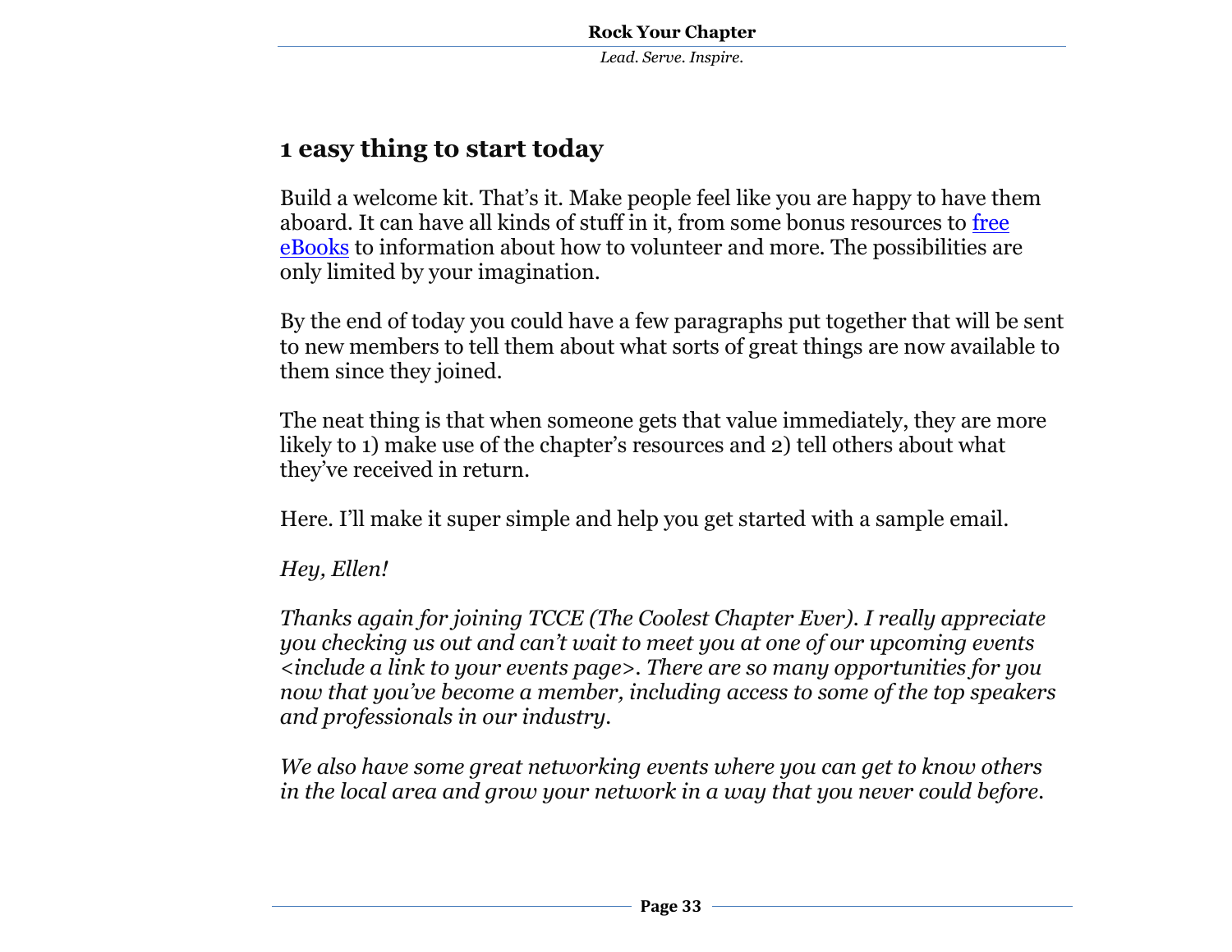## 1 easy thing to start today

Build a welcome kit. That's it. Make people feel like you are happy to have them aboard. It can have all kinds of stuff in it, from some bonus resources to [free eBooks] to information about how to volunteer and more. The possibilities are only limited by your imagination.

By the end of today you could have a few paragraphs put together that will be sent to new members to tell them about what sorts of great things are now available to them since they joined.

The neat thing is that when someone gets that value immediately, they are more likely to 1) make use of the chapter's resources and 2) tell others about what they've received in return.

Here. I'll make it super simple and help you get started with a sample email.

*Hey, Ellen!*

*Thanks again for joining TCCE (The Coolest Chapter Ever). I really appreciate you checking us out and can't wait to meet you at one of our upcoming events <include a link to your events page>. There are so many opportunities for you now that you've become a member, including access to some of the top speakers and professionals in our industry.*

*We also have some great networking events where you can get to know others in the local area and grow your network in a way that you never could before.*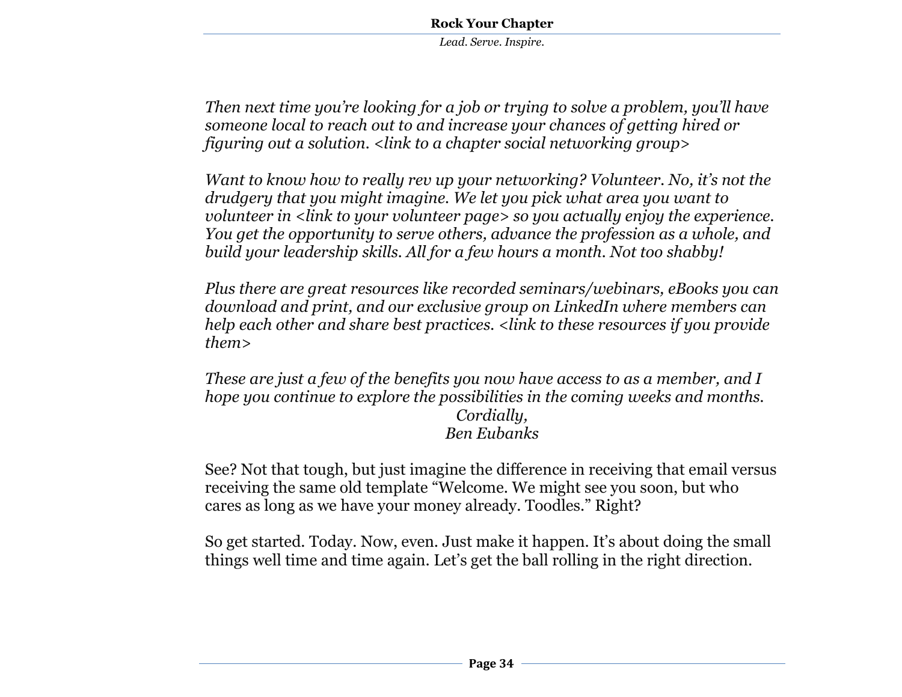*Then next time you're looking for a job or trying to solve a problem, you'll have someone local to reach out to and increase your chances of getting hired or figuring out a solution. <link to a chapter social networking group>*

*Want to know how to really rev up your networking? Volunteer. No, it's not the drudgery that you might imagine. We let you pick what area you want to volunteer in <link to your volunteer page> so you actually enjoy the experience. You get the opportunity to serve others, advance the profession as a whole, and build your leadership skills. All for a few hours a month. Not too shabby!*

*Plus there are great resources like recorded seminars/webinars, eBooks you can download and print, and our exclusive group on LinkedIn where members can help each other and share best practices. <link to these resources if you provide them>*

*These are just a few of the benefits you now have access to as a member, and I hope you continue to explore the possibilities in the coming weeks and months.*

*Cordially,*
*Ben Eubanks*

See? Not that tough, but just imagine the difference in receiving that email versus receiving the same old template "Welcome. We might see you soon, but who cares as long as we have your money already. Toodles." Right?

So get started. Today. Now, even. Just make it happen. It's about doing the small things well time and time again. Let's get the ball rolling in the right direction.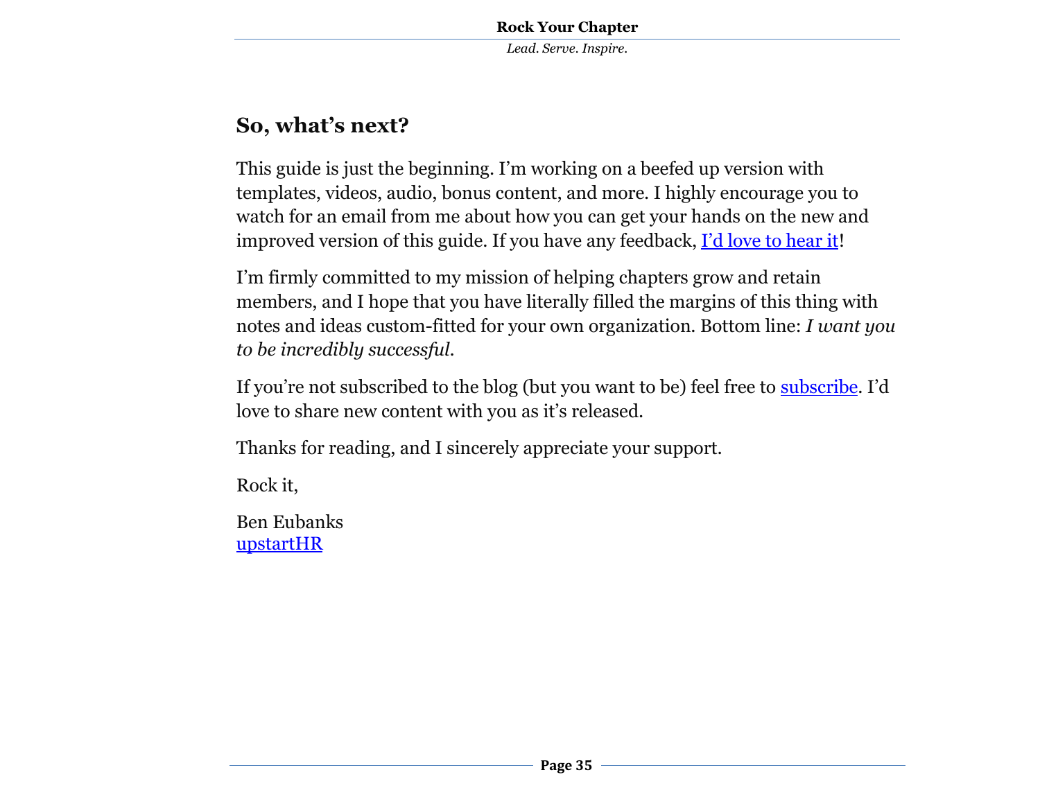## So, what's next?

This guide is just the beginning. I'm working on a beefed up version with templates, videos, audio, bonus content, and more. I highly encourage you to watch for an email from me about how you can get your hands on the new and improved version of this guide. If you have any feedback, I'd love to hear it!

I'm firmly committed to my mission of helping chapters grow and retain members, and I hope that you have literally filled the margins of this thing with notes and ideas custom-fitted for your own organization. Bottom line: *I want you to be incredibly successful.*

If you're not subscribed to the blog (but you want to be) feel free to subscribe. I'd love to share new content with you as it's released.

Thanks for reading, and I sincerely appreciate your support.

Rock it,

Ben Eubanks
upstartHR